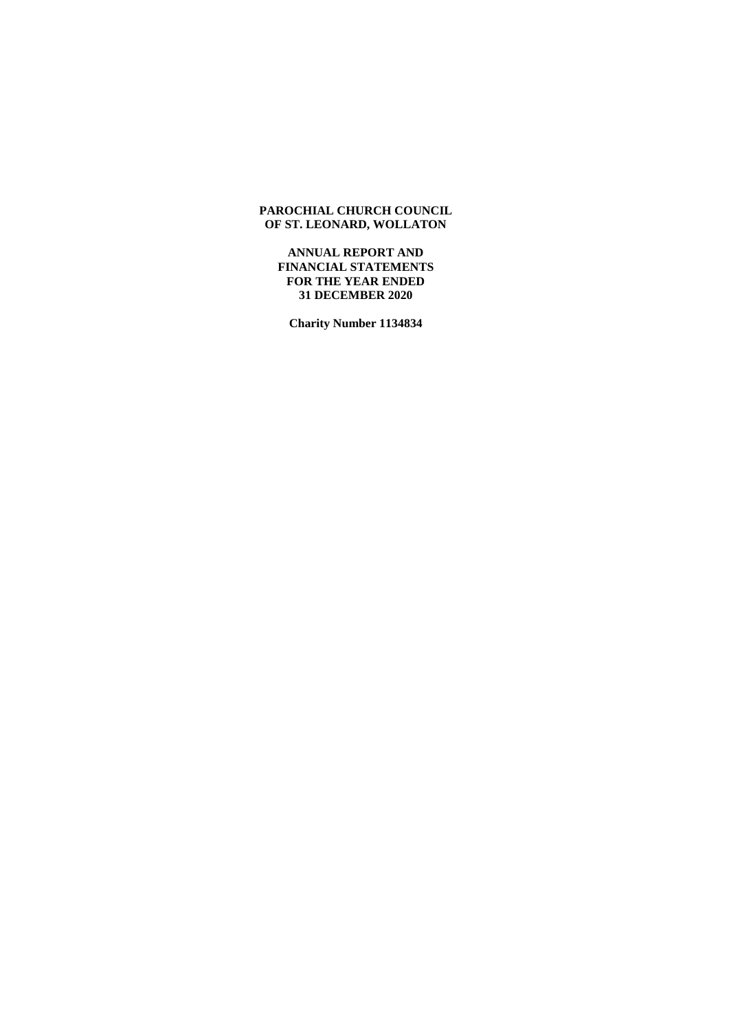**PAROCHIAL CHURCH COUNCIL**
**OF ST. LEONARD, WOLLATON**

**ANNUAL REPORT AND**
**FINANCIAL STATEMENTS**
**FOR THE YEAR ENDED**
**31 DECEMBER 2020**

**Charity Number 1134834**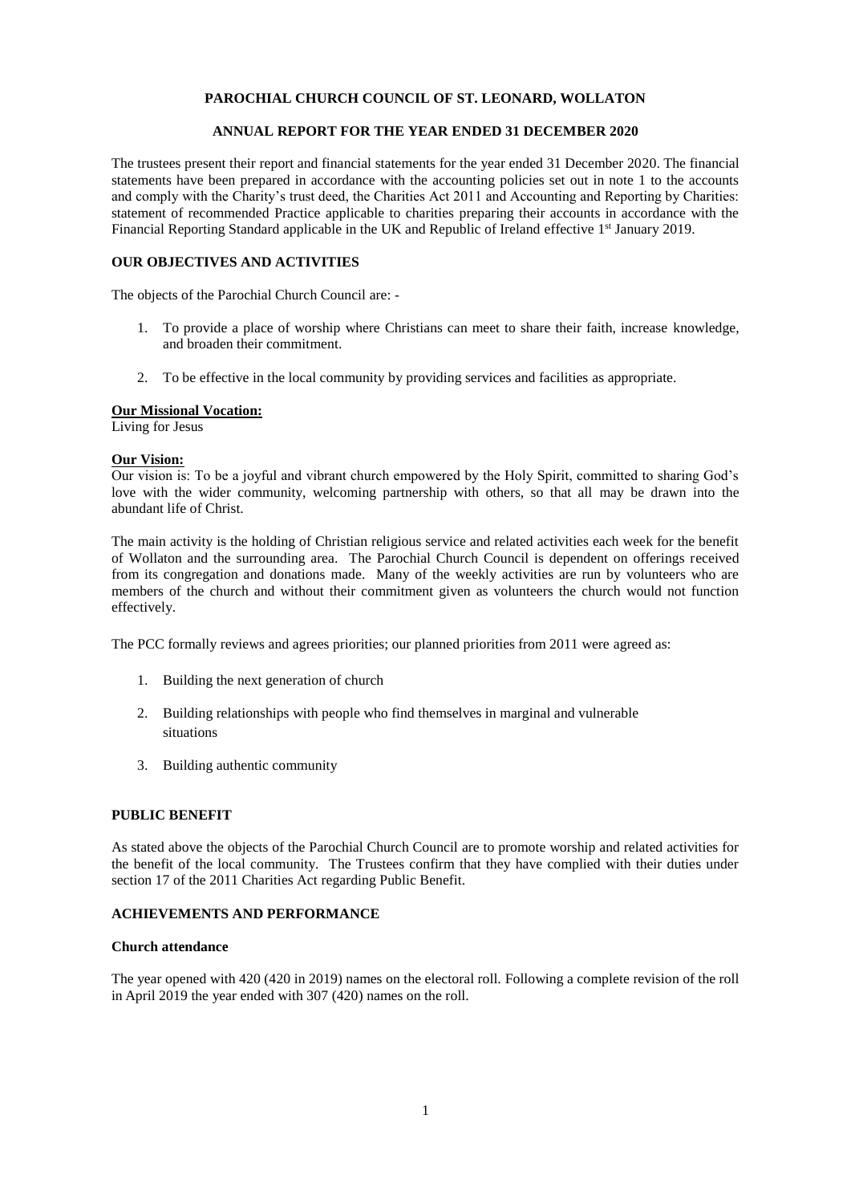# PAROCHIAL CHURCH COUNCIL OF ST. LEONARD, WOLLATON

## ANNUAL REPORT FOR THE YEAR ENDED 31 DECEMBER 2020

The trustees present their report and financial statements for the year ended 31 December 2020. The financial statements have been prepared in accordance with the accounting policies set out in note 1 to the accounts and comply with the Charity's trust deed, the Charities Act 2011 and Accounting and Reporting by Charities: statement of recommended Practice applicable to charities preparing their accounts in accordance with the Financial Reporting Standard applicable in the UK and Republic of Ireland effective 1st January 2019.

### OUR OBJECTIVES AND ACTIVITIES

The objects of the Parochial Church Council are: -

1. To provide a place of worship where Christians can meet to share their faith, increase knowledge, and broaden their commitment.
2. To be effective in the local community by providing services and facilities as appropriate.

**Our Missional Vocation:**
Living for Jesus

**Our Vision:**
Our vision is: To be a joyful and vibrant church empowered by the Holy Spirit, committed to sharing God's love with the wider community, welcoming partnership with others, so that all may be drawn into the abundant life of Christ.

The main activity is the holding of Christian religious service and related activities each week for the benefit of Wollaton and the surrounding area. The Parochial Church Council is dependent on offerings received from its congregation and donations made. Many of the weekly activities are run by volunteers who are members of the church and without their commitment given as volunteers the church would not function effectively.

The PCC formally reviews and agrees priorities; our planned priorities from 2011 were agreed as:

1. Building the next generation of church
2. Building relationships with people who find themselves in marginal and vulnerable situations
3. Building authentic community

### PUBLIC BENEFIT

As stated above the objects of the Parochial Church Council are to promote worship and related activities for the benefit of the local community. The Trustees confirm that they have complied with their duties under section 17 of the 2011 Charities Act regarding Public Benefit.

### ACHIEVEMENTS AND PERFORMANCE

#### Church attendance

The year opened with 420 (420 in 2019) names on the electoral roll. Following a complete revision of the roll in April 2019 the year ended with 307 (420) names on the roll.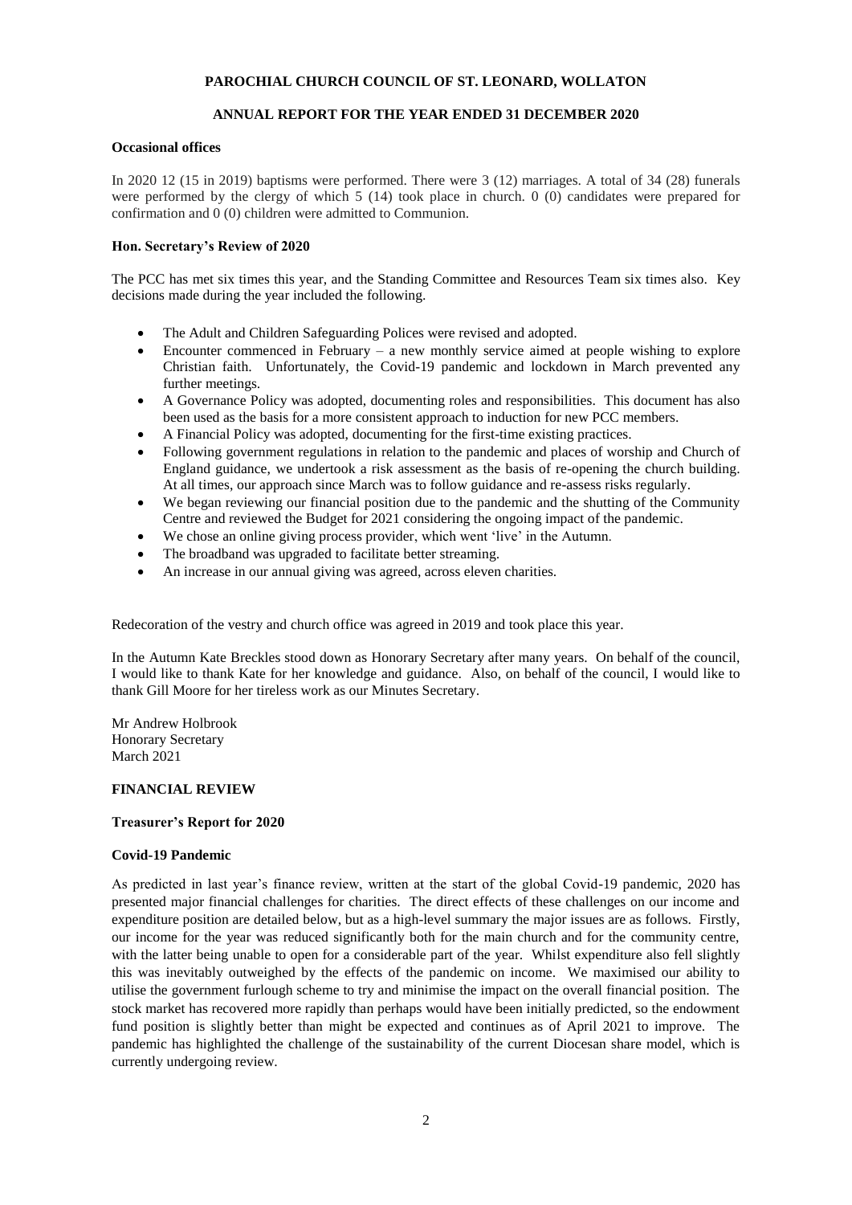**PAROCHIAL CHURCH COUNCIL OF ST. LEONARD, WOLLATON**

**ANNUAL REPORT FOR THE YEAR ENDED 31 DECEMBER 2020**

### Occasional offices

In 2020 12 (15 in 2019) baptisms were performed. There were 3 (12) marriages. A total of 34 (28) funerals were performed by the clergy of which 5 (14) took place in church. 0 (0) candidates were prepared for confirmation and 0 (0) children were admitted to Communion.

### Hon. Secretary's Review of 2020

The PCC has met six times this year, and the Standing Committee and Resources Team six times also. Key decisions made during the year included the following.

- The Adult and Children Safeguarding Polices were revised and adopted.
- Encounter commenced in February – a new monthly service aimed at people wishing to explore Christian faith. Unfortunately, the Covid-19 pandemic and lockdown in March prevented any further meetings.
- A Governance Policy was adopted, documenting roles and responsibilities. This document has also been used as the basis for a more consistent approach to induction for new PCC members.
- A Financial Policy was adopted, documenting for the first-time existing practices.
- Following government regulations in relation to the pandemic and places of worship and Church of England guidance, we undertook a risk assessment as the basis of re-opening the church building. At all times, our approach since March was to follow guidance and re-assess risks regularly.
- We began reviewing our financial position due to the pandemic and the shutting of the Community Centre and reviewed the Budget for 2021 considering the ongoing impact of the pandemic.
- We chose an online giving process provider, which went 'live' in the Autumn.
- The broadband was upgraded to facilitate better streaming.
- An increase in our annual giving was agreed, across eleven charities.

Redecoration of the vestry and church office was agreed in 2019 and took place this year.

In the Autumn Kate Breckles stood down as Honorary Secretary after many years. On behalf of the council, I would like to thank Kate for her knowledge and guidance. Also, on behalf of the council, I would like to thank Gill Moore for her tireless work as our Minutes Secretary.

Mr Andrew Holbrook
Honorary Secretary
March 2021

## FINANCIAL REVIEW

### Treasurer's Report for 2020

### Covid-19 Pandemic

As predicted in last year's finance review, written at the start of the global Covid-19 pandemic, 2020 has presented major financial challenges for charities. The direct effects of these challenges on our income and expenditure position are detailed below, but as a high-level summary the major issues are as follows. Firstly, our income for the year was reduced significantly both for the main church and for the community centre, with the latter being unable to open for a considerable part of the year. Whilst expenditure also fell slightly this was inevitably outweighed by the effects of the pandemic on income. We maximised our ability to utilise the government furlough scheme to try and minimise the impact on the overall financial position. The stock market has recovered more rapidly than perhaps would have been initially predicted, so the endowment fund position is slightly better than might be expected and continues as of April 2021 to improve. The pandemic has highlighted the challenge of the sustainability of the current Diocesan share model, which is currently undergoing review.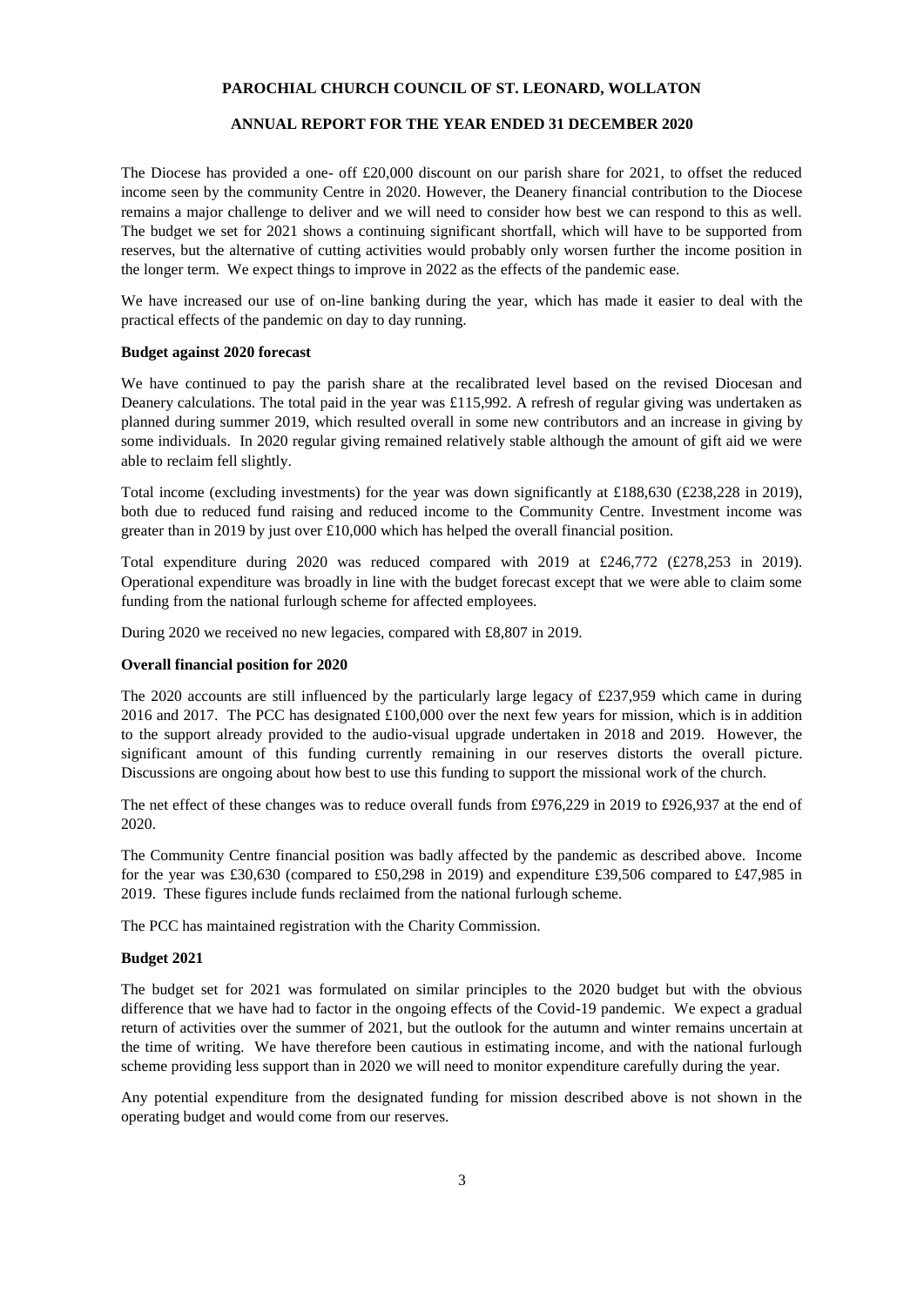The Diocese has provided a one- off £20,000 discount on our parish share for 2021, to offset the reduced income seen by the community Centre in 2020. However, the Deanery financial contribution to the Diocese remains a major challenge to deliver and we will need to consider how best we can respond to this as well. The budget we set for 2021 shows a continuing significant shortfall, which will have to be supported from reserves, but the alternative of cutting activities would probably only worsen further the income position in the longer term. We expect things to improve in 2022 as the effects of the pandemic ease.

We have increased our use of on-line banking during the year, which has made it easier to deal with the practical effects of the pandemic on day to day running.

**Budget against 2020 forecast**

We have continued to pay the parish share at the recalibrated level based on the revised Diocesan and Deanery calculations. The total paid in the year was £115,992. A refresh of regular giving was undertaken as planned during summer 2019, which resulted overall in some new contributors and an increase in giving by some individuals. In 2020 regular giving remained relatively stable although the amount of gift aid we were able to reclaim fell slightly.

Total income (excluding investments) for the year was down significantly at £188,630 (£238,228 in 2019), both due to reduced fund raising and reduced income to the Community Centre. Investment income was greater than in 2019 by just over £10,000 which has helped the overall financial position.

Total expenditure during 2020 was reduced compared with 2019 at £246,772 (£278,253 in 2019). Operational expenditure was broadly in line with the budget forecast except that we were able to claim some funding from the national furlough scheme for affected employees.

During 2020 we received no new legacies, compared with £8,807 in 2019.

**Overall financial position for 2020**

The 2020 accounts are still influenced by the particularly large legacy of £237,959 which came in during 2016 and 2017. The PCC has designated £100,000 over the next few years for mission, which is in addition to the support already provided to the audio-visual upgrade undertaken in 2018 and 2019. However, the significant amount of this funding currently remaining in our reserves distorts the overall picture. Discussions are ongoing about how best to use this funding to support the missional work of the church.

The net effect of these changes was to reduce overall funds from £976,229 in 2019 to £926,937 at the end of 2020.

The Community Centre financial position was badly affected by the pandemic as described above. Income for the year was £30,630 (compared to £50,298 in 2019) and expenditure £39,506 compared to £47,985 in 2019. These figures include funds reclaimed from the national furlough scheme.

The PCC has maintained registration with the Charity Commission.

**Budget 2021**

The budget set for 2021 was formulated on similar principles to the 2020 budget but with the obvious difference that we have had to factor in the ongoing effects of the Covid-19 pandemic. We expect a gradual return of activities over the summer of 2021, but the outlook for the autumn and winter remains uncertain at the time of writing. We have therefore been cautious in estimating income, and with the national furlough scheme providing less support than in 2020 we will need to monitor expenditure carefully during the year.

Any potential expenditure from the designated funding for mission described above is not shown in the operating budget and would come from our reserves.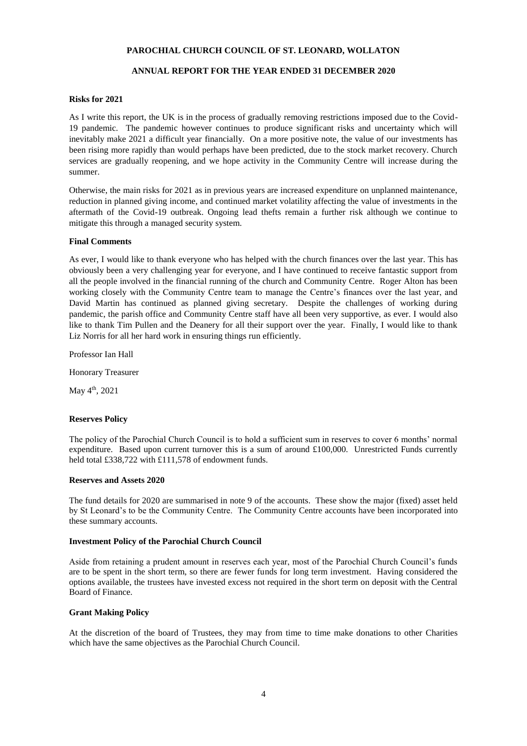**PAROCHIAL CHURCH COUNCIL OF ST. LEONARD, WOLLATON**

**ANNUAL REPORT FOR THE YEAR ENDED 31 DECEMBER 2020**

**Risks for 2021**

As I write this report, the UK is in the process of gradually removing restrictions imposed due to the Covid-19 pandemic. The pandemic however continues to produce significant risks and uncertainty which will inevitably make 2021 a difficult year financially. On a more positive note, the value of our investments has been rising more rapidly than would perhaps have been predicted, due to the stock market recovery. Church services are gradually reopening, and we hope activity in the Community Centre will increase during the summer.

Otherwise, the main risks for 2021 as in previous years are increased expenditure on unplanned maintenance, reduction in planned giving income, and continued market volatility affecting the value of investments in the aftermath of the Covid-19 outbreak. Ongoing lead thefts remain a further risk although we continue to mitigate this through a managed security system.

**Final Comments**

As ever, I would like to thank everyone who has helped with the church finances over the last year. This has obviously been a very challenging year for everyone, and I have continued to receive fantastic support from all the people involved in the financial running of the church and Community Centre. Roger Alton has been working closely with the Community Centre team to manage the Centre's finances over the last year, and David Martin has continued as planned giving secretary. Despite the challenges of working during pandemic, the parish office and Community Centre staff have all been very supportive, as ever. I would also like to thank Tim Pullen and the Deanery for all their support over the year. Finally, I would like to thank Liz Norris for all her hard work in ensuring things run efficiently.

Professor Ian Hall

Honorary Treasurer

May 4th, 2021

**Reserves Policy**

The policy of the Parochial Church Council is to hold a sufficient sum in reserves to cover 6 months' normal expenditure. Based upon current turnover this is a sum of around £100,000. Unrestricted Funds currently held total £338,722 with £111,578 of endowment funds.

**Reserves and Assets 2020**

The fund details for 2020 are summarised in note 9 of the accounts. These show the major (fixed) asset held by St Leonard's to be the Community Centre. The Community Centre accounts have been incorporated into these summary accounts.

**Investment Policy of the Parochial Church Council**

Aside from retaining a prudent amount in reserves each year, most of the Parochial Church Council's funds are to be spent in the short term, so there are fewer funds for long term investment. Having considered the options available, the trustees have invested excess not required in the short term on deposit with the Central Board of Finance.

**Grant Making Policy**

At the discretion of the board of Trustees, they may from time to time make donations to other Charities which have the same objectives as the Parochial Church Council.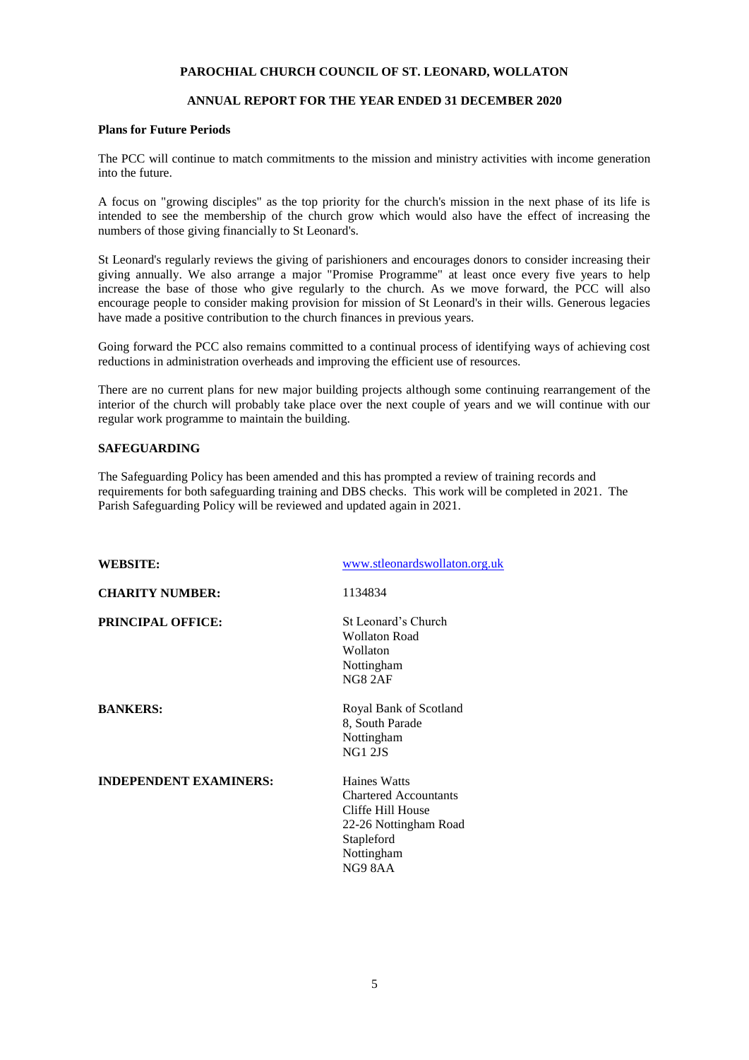**PAROCHIAL CHURCH COUNCIL OF ST. LEONARD, WOLLATON**

**ANNUAL REPORT FOR THE YEAR ENDED 31 DECEMBER 2020**

### Plans for Future Periods

The PCC will continue to match commitments to the mission and ministry activities with income generation into the future.

A focus on "growing disciples" as the top priority for the church's mission in the next phase of its life is intended to see the membership of the church grow which would also have the effect of increasing the numbers of those giving financially to St Leonard's.

St Leonard's regularly reviews the giving of parishioners and encourages donors to consider increasing their giving annually. We also arrange a major "Promise Programme" at least once every five years to help increase the base of those who give regularly to the church. As we move forward, the PCC will also encourage people to consider making provision for mission of St Leonard's in their wills. Generous legacies have made a positive contribution to the church finances in previous years.

Going forward the PCC also remains committed to a continual process of identifying ways of achieving cost reductions in administration overheads and improving the efficient use of resources.

There are no current plans for new major building projects although some continuing rearrangement of the interior of the church will probably take place over the next couple of years and we will continue with our regular work programme to maintain the building.

### SAFEGUARDING

The Safeguarding Policy has been amended and this has prompted a review of training records and requirements for both safeguarding training and DBS checks. This work will be completed in 2021. The Parish Safeguarding Policy will be reviewed and updated again in 2021.

| | |
|---|---|
| **WEBSITE:** | www.stleonardswollaton.org.uk |
| **CHARITY NUMBER:** | 1134834 |
| **PRINCIPAL OFFICE:** | St Leonard's Church<br>Wollaton Road<br>Wollaton<br>Nottingham<br>NG8 2AF |
| **BANKERS:** | Royal Bank of Scotland<br>8, South Parade<br>Nottingham<br>NG1 2JS |
| **INDEPENDENT EXAMINERS:** | Haines Watts<br>Chartered Accountants<br>Cliffe Hill House<br>22-26 Nottingham Road<br>Stapleford<br>Nottingham<br>NG9 8AA |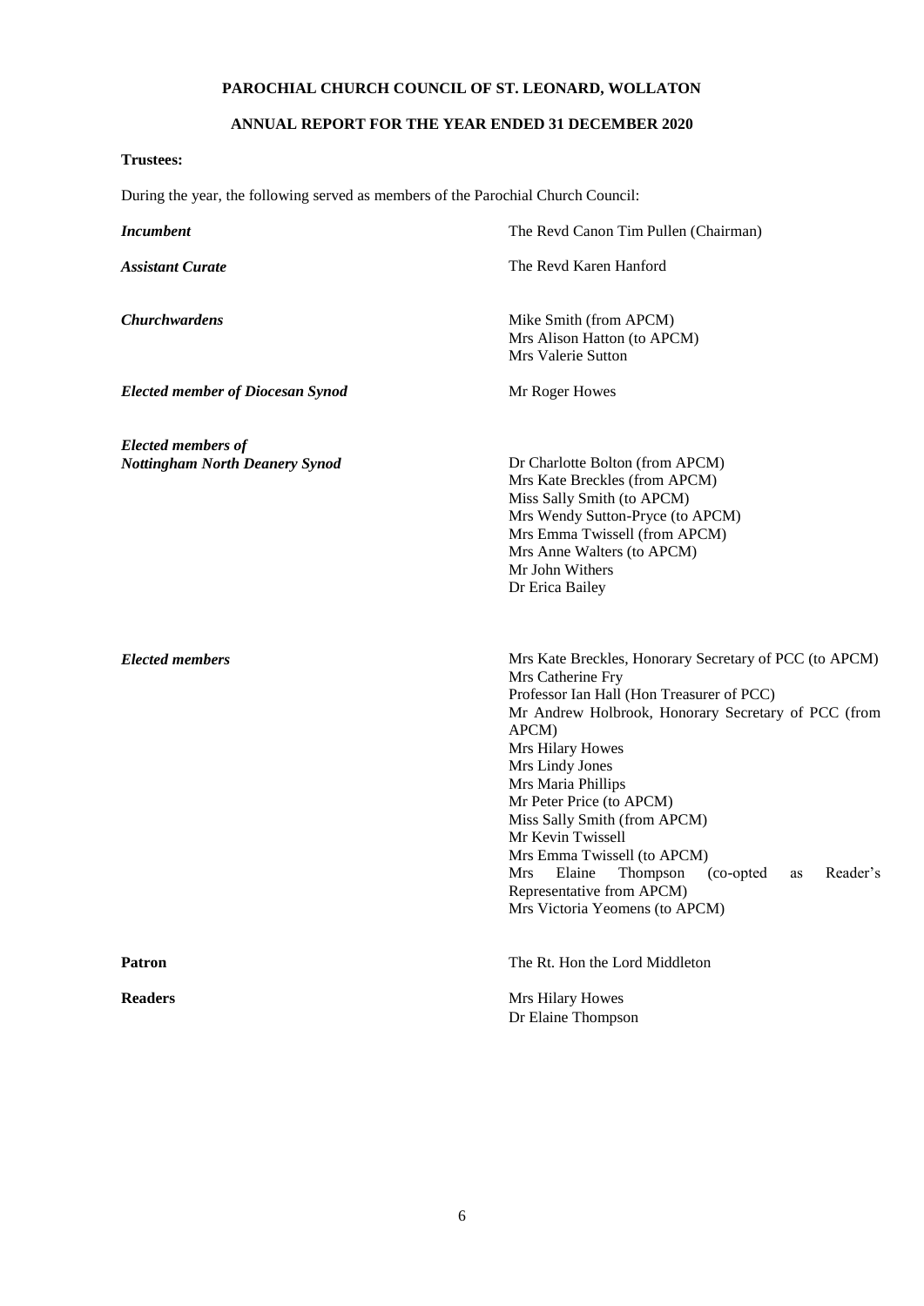**PAROCHIAL CHURCH COUNCIL OF ST. LEONARD, WOLLATON**

**ANNUAL REPORT FOR THE YEAR ENDED 31 DECEMBER 2020**

**Trustees:**

During the year, the following served as members of the Parochial Church Council:

| | |
|---|---|
| ***Incumbent*** | The Revd Canon Tim Pullen (Chairman) |
| ***Assistant Curate*** | The Revd Karen Hanford |
| ***Churchwardens*** | Mike Smith (from APCM)<br>Mrs Alison Hatton (to APCM)<br>Mrs Valerie Sutton |
| ***Elected member of Diocesan Synod*** | Mr Roger Howes |
| ***Elected members of Nottingham North Deanery Synod*** | Dr Charlotte Bolton (from APCM)<br>Mrs Kate Breckles (from APCM)<br>Miss Sally Smith (to APCM)<br>Mrs Wendy Sutton-Pryce (to APCM)<br>Mrs Emma Twissell (from APCM)<br>Mrs Anne Walters (to APCM)<br>Mr John Withers<br>Dr Erica Bailey |
| ***Elected members*** | Mrs Kate Breckles, Honorary Secretary of PCC (to APCM)<br>Mrs Catherine Fry<br>Professor Ian Hall (Hon Treasurer of PCC)<br>Mr Andrew Holbrook, Honorary Secretary of PCC (from APCM)<br>Mrs Hilary Howes<br>Mrs Lindy Jones<br>Mrs Maria Phillips<br>Mr Peter Price (to APCM)<br>Miss Sally Smith (from APCM)<br>Mr Kevin Twissell<br>Mrs Emma Twissell (to APCM)<br>Mrs Elaine Thompson (co-opted as Reader's Representative from APCM)<br>Mrs Victoria Yeomens (to APCM) |
| **Patron** | The Rt. Hon the Lord Middleton |
| **Readers** | Mrs Hilary Howes<br>Dr Elaine Thompson |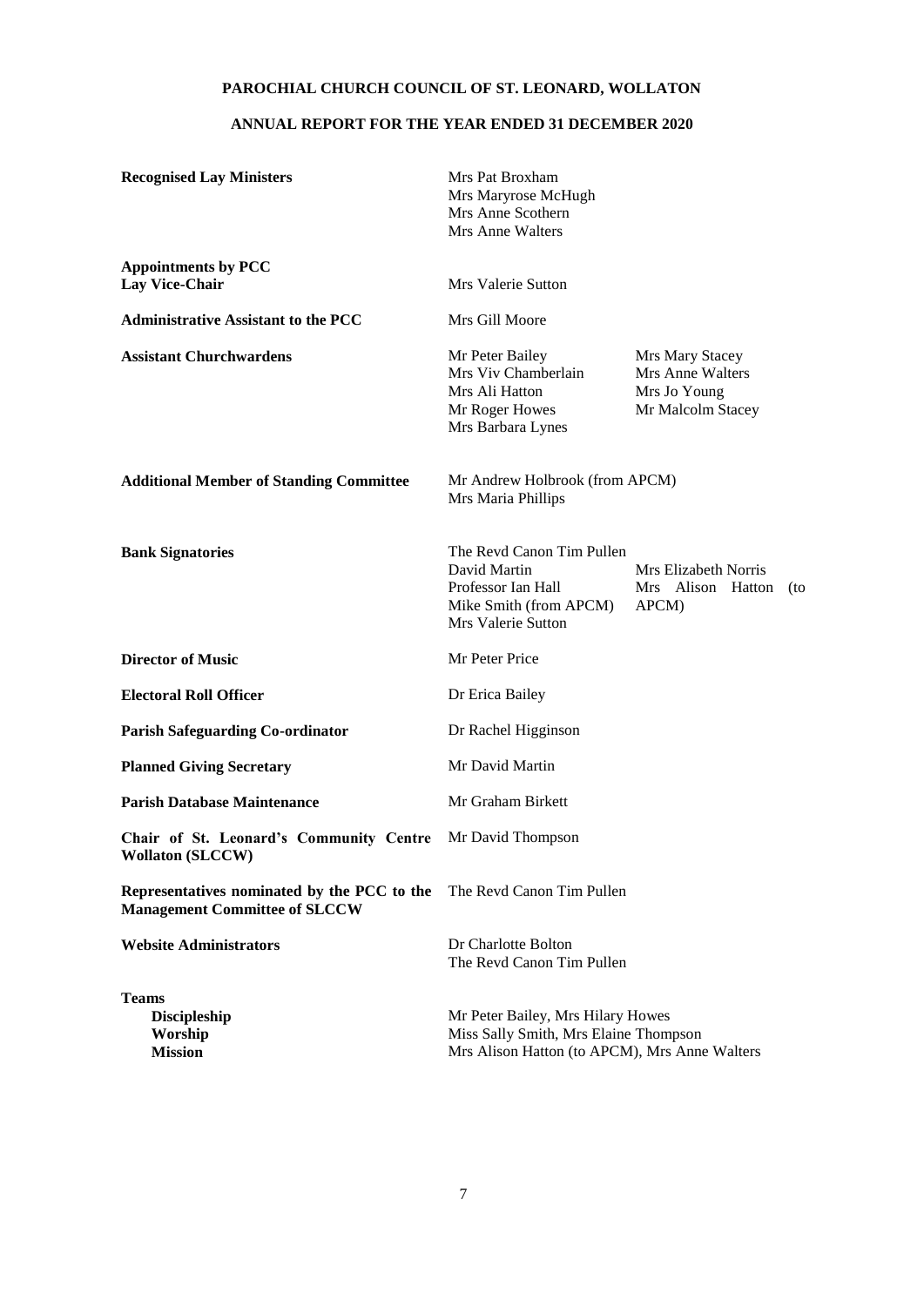**PAROCHIAL CHURCH COUNCIL OF ST. LEONARD, WOLLATON**

**ANNUAL REPORT FOR THE YEAR ENDED 31 DECEMBER 2020**

| | | |
|---|---|---|
| **Recognised Lay Ministers** | Mrs Pat Broxham<br>Mrs Maryrose McHugh<br>Mrs Anne Scothern<br>Mrs Anne Walters | |
| **Appointments by PCC**<br>**Lay Vice-Chair** | Mrs Valerie Sutton | |
| **Administrative Assistant to the PCC** | Mrs Gill Moore | |
| **Assistant Churchwardens** | Mr Peter Bailey<br>Mrs Viv Chamberlain<br>Mrs Ali Hatton<br>Mr Roger Howes<br>Mrs Barbara Lynes | Mrs Mary Stacey<br>Mrs Anne Walters<br>Mrs Jo Young<br>Mr Malcolm Stacey |
| **Additional Member of Standing Committee** | Mr Andrew Holbrook (from APCM)<br>Mrs Maria Phillips | |
| **Bank Signatories** | The Revd Canon Tim Pullen<br>David Martin<br>Professor Ian Hall<br>Mike Smith (from APCM)<br>Mrs Valerie Sutton | Mrs Elizabeth Norris<br>Mrs Alison Hatton (to APCM) |
| **Director of Music** | Mr Peter Price | |
| **Electoral Roll Officer** | Dr Erica Bailey | |
| **Parish Safeguarding Co-ordinator** | Dr Rachel Higginson | |
| **Planned Giving Secretary** | Mr David Martin | |
| **Parish Database Maintenance** | Mr Graham Birkett | |
| **Chair of St. Leonard's Community Centre Wollaton (SLCCW)** | Mr David Thompson | |
| **Representatives nominated by the PCC to the Management Committee of SLCCW** | The Revd Canon Tim Pullen | |
| **Website Administrators** | Dr Charlotte Bolton<br>The Revd Canon Tim Pullen | |
| **Teams** | | |
| **Discipleship** | Mr Peter Bailey, Mrs Hilary Howes | |
| **Worship** | Miss Sally Smith, Mrs Elaine Thompson | |
| **Mission** | Mrs Alison Hatton (to APCM), Mrs Anne Walters | |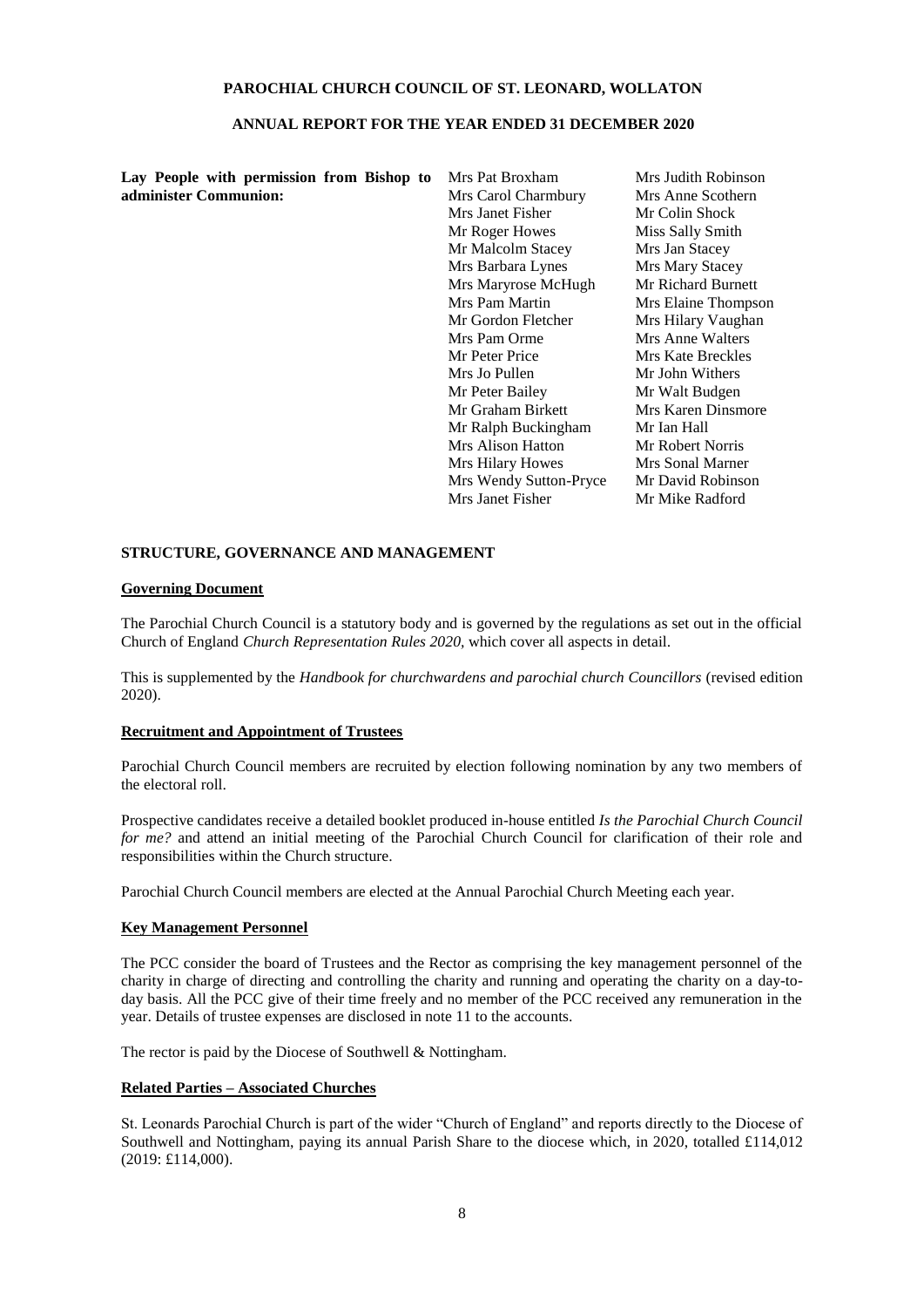**PAROCHIAL CHURCH COUNCIL OF ST. LEONARD, WOLLATON**

**ANNUAL REPORT FOR THE YEAR ENDED 31 DECEMBER 2020**

| **Lay People with permission from Bishop to administer Communion:** | Mrs Pat Broxham | Mrs Judith Robinson |
|---|---|---|
| | Mrs Carol Charmbury | Mrs Anne Scothern |
| | Mrs Janet Fisher | Mr Colin Shock |
| | Mr Roger Howes | Miss Sally Smith |
| | Mr Malcolm Stacey | Mrs Jan Stacey |
| | Mrs Barbara Lynes | Mrs Mary Stacey |
| | Mrs Maryrose McHugh | Mr Richard Burnett |
| | Mrs Pam Martin | Mrs Elaine Thompson |
| | Mr Gordon Fletcher | Mrs Hilary Vaughan |
| | Mrs Pam Orme | Mrs Anne Walters |
| | Mr Peter Price | Mrs Kate Breckles |
| | Mrs Jo Pullen | Mr John Withers |
| | Mr Peter Bailey | Mr Walt Budgen |
| | Mr Graham Birkett | Mrs Karen Dinsmore |
| | Mr Ralph Buckingham | Mr Ian Hall |
| | Mrs Alison Hatton | Mr Robert Norris |
| | Mrs Hilary Howes | Mrs Sonal Marner |
| | Mrs Wendy Sutton-Pryce | Mr David Robinson |
| | Mrs Janet Fisher | Mr Mike Radford |

## STRUCTURE, GOVERNANCE AND MANAGEMENT

### Governing Document

The Parochial Church Council is a statutory body and is governed by the regulations as set out in the official Church of England *Church Representation Rules 2020*, which cover all aspects in detail.

This is supplemented by the *Handbook for churchwardens and parochial church Councillors* (revised edition 2020).

### Recruitment and Appointment of Trustees

Parochial Church Council members are recruited by election following nomination by any two members of the electoral roll.

Prospective candidates receive a detailed booklet produced in-house entitled *Is the Parochial Church Council for me?* and attend an initial meeting of the Parochial Church Council for clarification of their role and responsibilities within the Church structure.

Parochial Church Council members are elected at the Annual Parochial Church Meeting each year.

### Key Management Personnel

The PCC consider the board of Trustees and the Rector as comprising the key management personnel of the charity in charge of directing and controlling the charity and running and operating the charity on a day-to-day basis. All the PCC give of their time freely and no member of the PCC received any remuneration in the year. Details of trustee expenses are disclosed in note 11 to the accounts.

The rector is paid by the Diocese of Southwell & Nottingham.

### Related Parties – Associated Churches

St. Leonards Parochial Church is part of the wider "Church of England" and reports directly to the Diocese of Southwell and Nottingham, paying its annual Parish Share to the diocese which, in 2020, totalled £114,012 (2019: £114,000).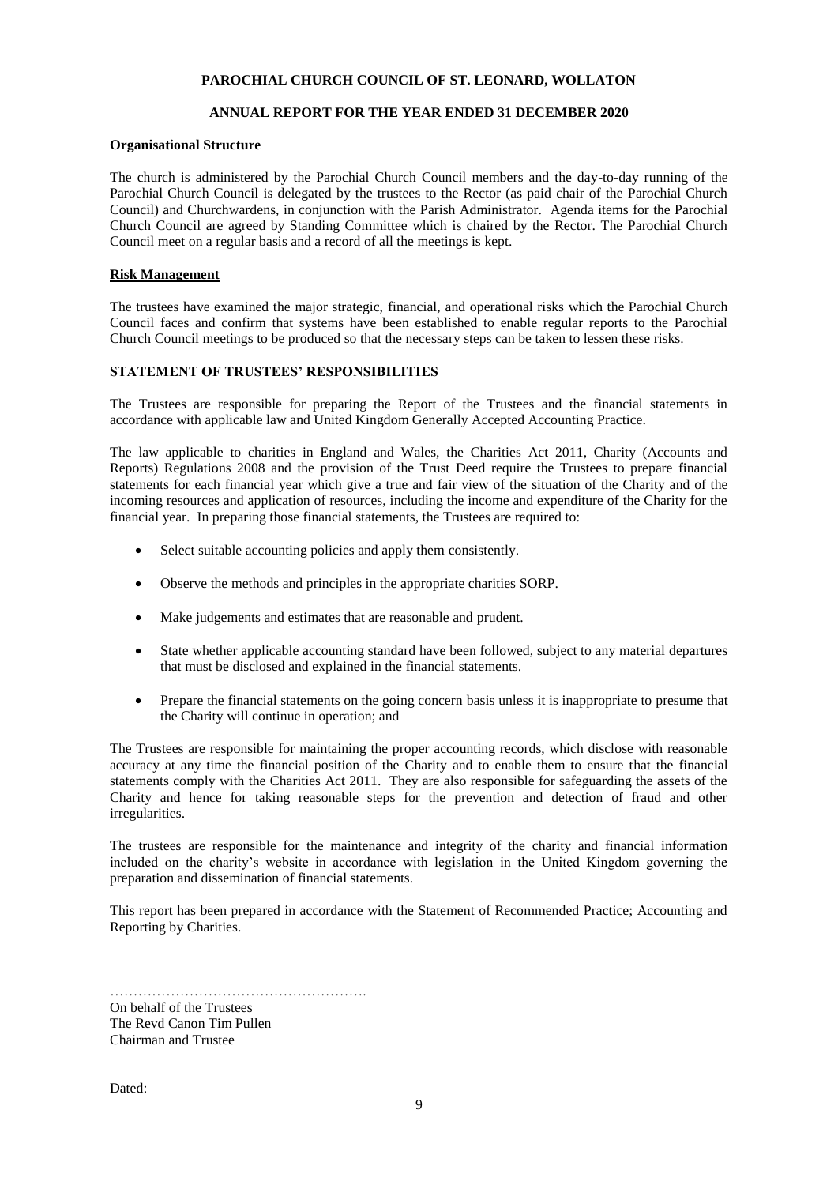**PAROCHIAL CHURCH COUNCIL OF ST. LEONARD, WOLLATON**

**ANNUAL REPORT FOR THE YEAR ENDED 31 DECEMBER 2020**

**Organisational Structure**

The church is administered by the Parochial Church Council members and the day-to-day running of the Parochial Church Council is delegated by the trustees to the Rector (as paid chair of the Parochial Church Council) and Churchwardens, in conjunction with the Parish Administrator. Agenda items for the Parochial Church Council are agreed by Standing Committee which is chaired by the Rector. The Parochial Church Council meet on a regular basis and a record of all the meetings is kept.

**Risk Management**

The trustees have examined the major strategic, financial, and operational risks which the Parochial Church Council faces and confirm that systems have been established to enable regular reports to the Parochial Church Council meetings to be produced so that the necessary steps can be taken to lessen these risks.

**STATEMENT OF TRUSTEES' RESPONSIBILITIES**

The Trustees are responsible for preparing the Report of the Trustees and the financial statements in accordance with applicable law and United Kingdom Generally Accepted Accounting Practice.

The law applicable to charities in England and Wales, the Charities Act 2011, Charity (Accounts and Reports) Regulations 2008 and the provision of the Trust Deed require the Trustees to prepare financial statements for each financial year which give a true and fair view of the situation of the Charity and of the incoming resources and application of resources, including the income and expenditure of the Charity for the financial year. In preparing those financial statements, the Trustees are required to:

- Select suitable accounting policies and apply them consistently.
- Observe the methods and principles in the appropriate charities SORP.
- Make judgements and estimates that are reasonable and prudent.
- State whether applicable accounting standard have been followed, subject to any material departures that must be disclosed and explained in the financial statements.
- Prepare the financial statements on the going concern basis unless it is inappropriate to presume that the Charity will continue in operation; and

The Trustees are responsible for maintaining the proper accounting records, which disclose with reasonable accuracy at any time the financial position of the Charity and to enable them to ensure that the financial statements comply with the Charities Act 2011. They are also responsible for safeguarding the assets of the Charity and hence for taking reasonable steps for the prevention and detection of fraud and other irregularities.

The trustees are responsible for the maintenance and integrity of the charity and financial information included on the charity's website in accordance with legislation in the United Kingdom governing the preparation and dissemination of financial statements.

This report has been prepared in accordance with the Statement of Recommended Practice; Accounting and Reporting by Charities.

……………………………………………….

On behalf of the Trustees
The Revd Canon Tim Pullen
Chairman and Trustee

Dated: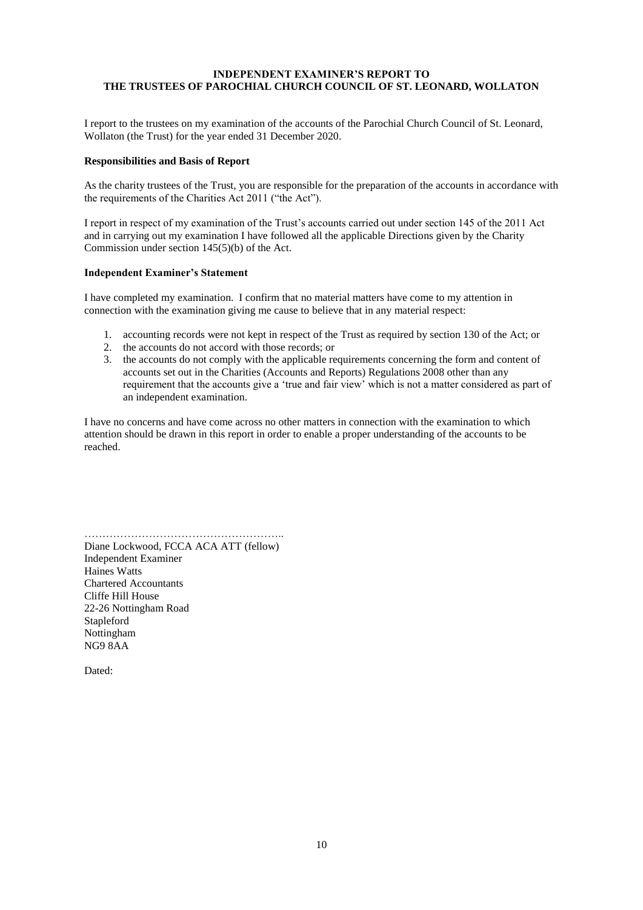**INDEPENDENT EXAMINER'S REPORT TO**
**THE TRUSTEES OF PAROCHIAL CHURCH COUNCIL OF ST. LEONARD, WOLLATON**

I report to the trustees on my examination of the accounts of the Parochial Church Council of St. Leonard, Wollaton (the Trust) for the year ended 31 December 2020.

**Responsibilities and Basis of Report**

As the charity trustees of the Trust, you are responsible for the preparation of the accounts in accordance with the requirements of the Charities Act 2011 ("the Act").

I report in respect of my examination of the Trust's accounts carried out under section 145 of the 2011 Act and in carrying out my examination I have followed all the applicable Directions given by the Charity Commission under section 145(5)(b) of the Act.

**Independent Examiner's Statement**

I have completed my examination. I confirm that no material matters have come to my attention in connection with the examination giving me cause to believe that in any material respect:

1. accounting records were not kept in respect of the Trust as required by section 130 of the Act; or
2. the accounts do not accord with those records; or
3. the accounts do not comply with the applicable requirements concerning the form and content of accounts set out in the Charities (Accounts and Reports) Regulations 2008 other than any requirement that the accounts give a 'true and fair view' which is not a matter considered as part of an independent examination.

I have no concerns and have come across no other matters in connection with the examination to which attention should be drawn in this report in order to enable a proper understanding of the accounts to be reached.

………………………………………………..
Diane Lockwood, FCCA ACA ATT (fellow)
Independent Examiner
Haines Watts
Chartered Accountants
Cliffe Hill House
22-26 Nottingham Road
Stapleford
Nottingham
NG9 8AA

Dated: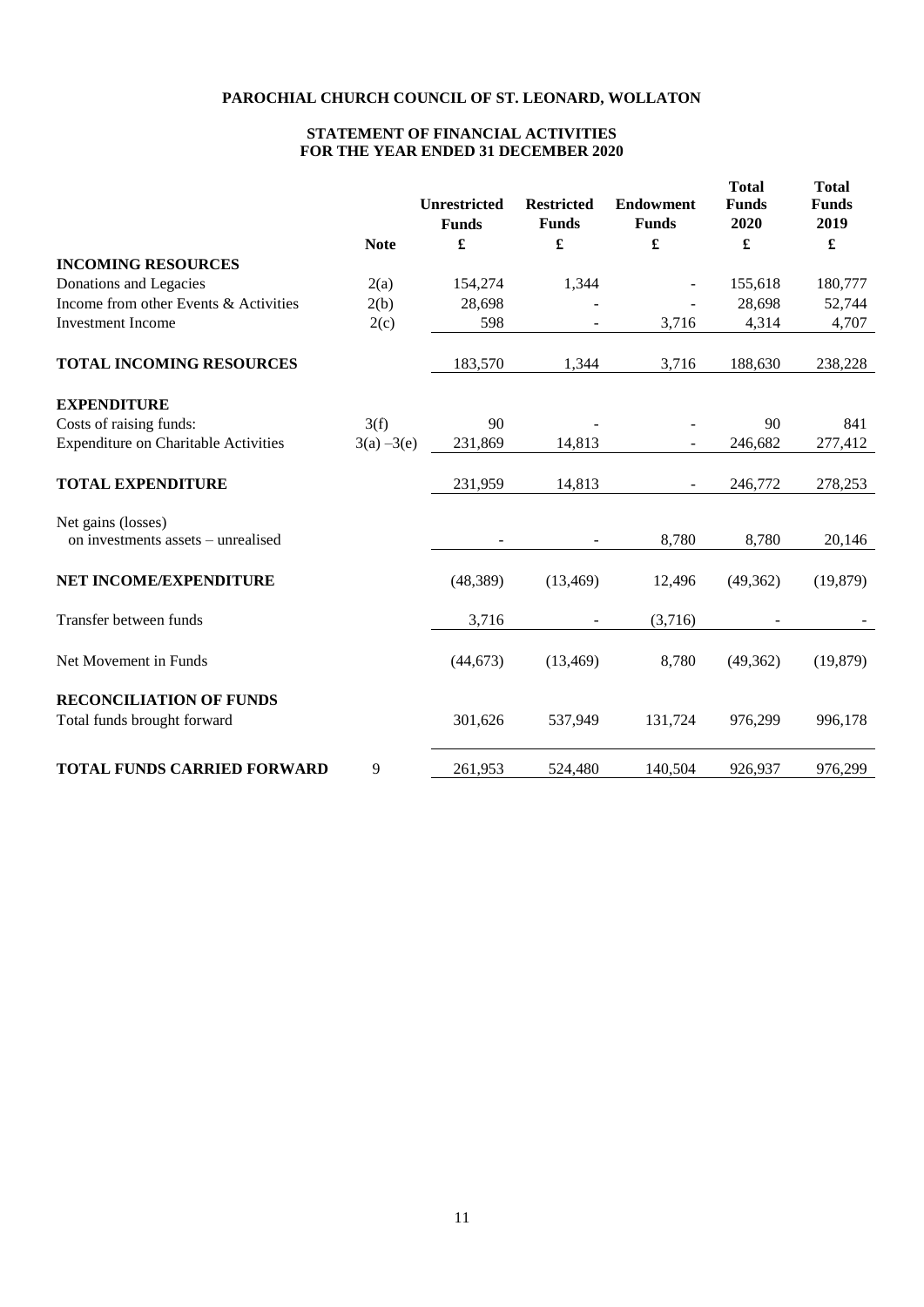# PAROCHIAL CHURCH COUNCIL OF ST. LEONARD, WOLLATON

## STATEMENT OF FINANCIAL ACTIVITIES
## FOR THE YEAR ENDED 31 DECEMBER 2020

| | Note | Unrestricted Funds £ | Restricted Funds £ | Endowment Funds £ | Total Funds 2020 £ | Total Funds 2019 £ |
|---|---|---|---|---|---|---|
| **INCOMING RESOURCES** | | | | | | |
| Donations and Legacies | 2(a) | 154,274 | 1,344 | - | 155,618 | 180,777 |
| Income from other Events & Activities | 2(b) | 28,698 | - | - | 28,698 | 52,744 |
| Investment Income | 2(c) | 598 | - | 3,716 | 4,314 | 4,707 |
| **TOTAL INCOMING RESOURCES** | | 183,570 | 1,344 | 3,716 | 188,630 | 238,228 |
| **EXPENDITURE** | | | | | | |
| Costs of raising funds: | 3(f) | 90 | - | - | 90 | 841 |
| Expenditure on Charitable Activities | 3(a) –3(e) | 231,869 | 14,813 | - | 246,682 | 277,412 |
| **TOTAL EXPENDITURE** | | 231,959 | 14,813 | - | 246,772 | 278,253 |
| Net gains (losses) on investments assets – unrealised | | - | - | 8,780 | 8,780 | 20,146 |
| **NET INCOME/EXPENDITURE** | | (48,389) | (13,469) | 12,496 | (49,362) | (19,879) |
| Transfer between funds | | 3,716 | - | (3,716) | - | - |
| Net Movement in Funds | | (44,673) | (13,469) | 8,780 | (49,362) | (19,879) |
| **RECONCILIATION OF FUNDS** | | | | | | |
| Total funds brought forward | | 301,626 | 537,949 | 131,724 | 976,299 | 996,178 |
| **TOTAL FUNDS CARRIED FORWARD** | 9 | 261,953 | 524,480 | 140,504 | 926,937 | 976,299 |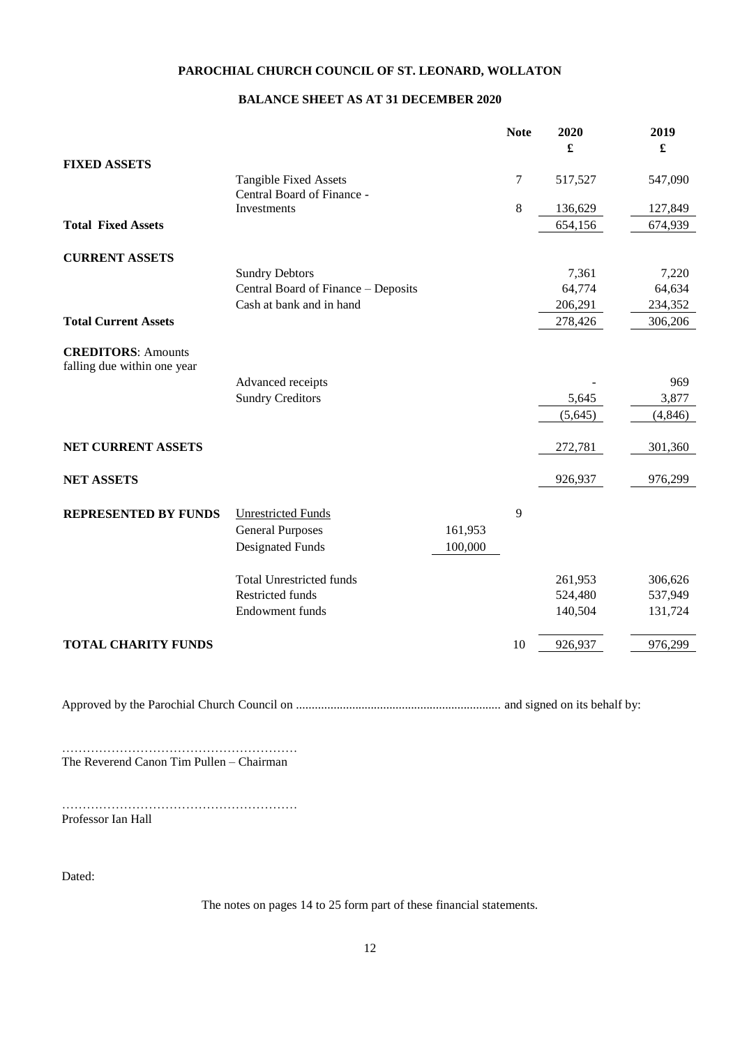**PAROCHIAL CHURCH COUNCIL OF ST. LEONARD, WOLLATON**

**BALANCE SHEET AS AT 31 DECEMBER 2020**

| | | | Note | 2020 £ | 2019 £ |
|---|---|---|---|---|---|
| **FIXED ASSETS** | | | | | |
| | Tangible Fixed Assets | | 7 | 517,527 | 547,090 |
| | Central Board of Finance - Investments | | 8 | 136,629 | 127,849 |
| **Total Fixed Assets** | | | | 654,156 | 674,939 |
| **CURRENT ASSETS** | | | | | |
| | Sundry Debtors | | | 7,361 | 7,220 |
| | Central Board of Finance – Deposits | | | 64,774 | 64,634 |
| | Cash at bank and in hand | | | 206,291 | 234,352 |
| **Total Current Assets** | | | | 278,426 | 306,206 |
| **CREDITORS**: Amounts falling due within one year | | | | | |
| | Advanced receipts | | | - | 969 |
| | Sundry Creditors | | | 5,645 | 3,877 |
| | | | | (5,645) | (4,846) |
| **NET CURRENT ASSETS** | | | | 272,781 | 301,360 |
| **NET ASSETS** | | | | 926,937 | 976,299 |
| **REPRESENTED BY FUNDS** | Unrestricted Funds | | 9 | | |
| | General Purposes | 161,953 | | | |
| | Designated Funds | 100,000 | | | |
| | Total Unrestricted funds | | | 261,953 | 306,626 |
| | Restricted funds | | | 524,480 | 537,949 |
| | Endowment funds | | | 140,504 | 131,724 |
| **TOTAL CHARITY FUNDS** | | | 10 | 926,937 | 976,299 |

Approved by the Parochial Church Council on ................................................................. and signed on its behalf by:

…………………………………………………
The Reverend Canon Tim Pullen – Chairman

…………………………………………………
Professor Ian Hall

Dated:

The notes on pages 14 to 25 form part of these financial statements.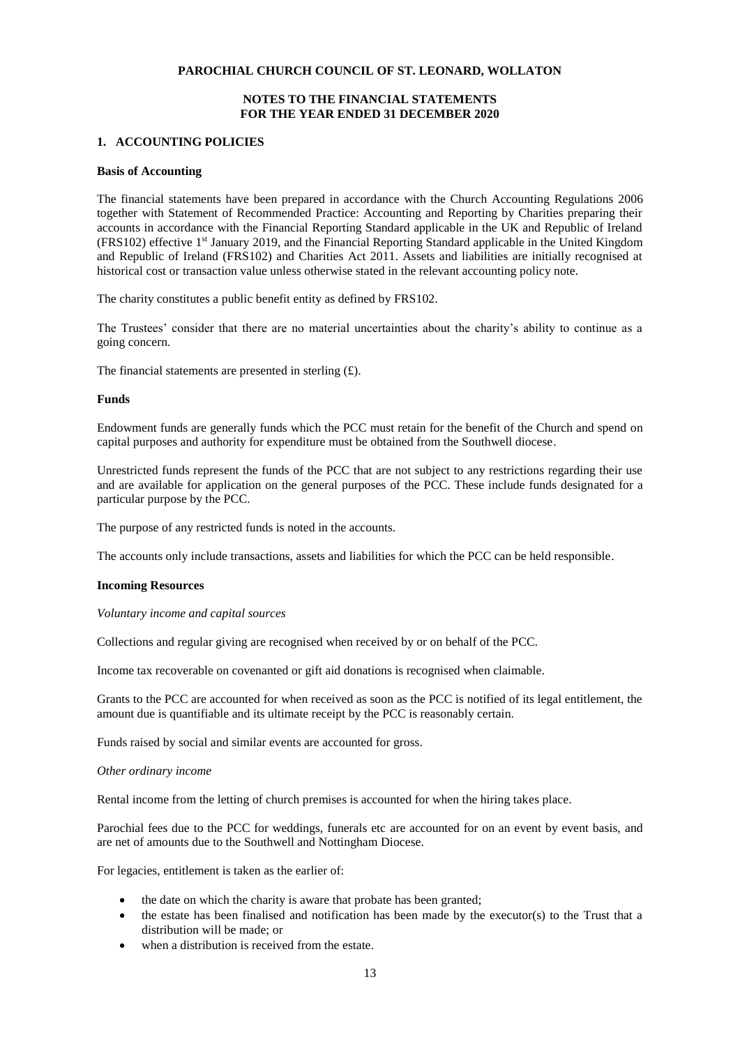**PAROCHIAL CHURCH COUNCIL OF ST. LEONARD, WOLLATON**

**NOTES TO THE FINANCIAL STATEMENTS**
**FOR THE YEAR ENDED 31 DECEMBER 2020**

## 1. ACCOUNTING POLICIES

### Basis of Accounting

The financial statements have been prepared in accordance with the Church Accounting Regulations 2006 together with Statement of Recommended Practice: Accounting and Reporting by Charities preparing their accounts in accordance with the Financial Reporting Standard applicable in the UK and Republic of Ireland (FRS102) effective 1st January 2019, and the Financial Reporting Standard applicable in the United Kingdom and Republic of Ireland (FRS102) and Charities Act 2011. Assets and liabilities are initially recognised at historical cost or transaction value unless otherwise stated in the relevant accounting policy note.

The charity constitutes a public benefit entity as defined by FRS102.

The Trustees' consider that there are no material uncertainties about the charity's ability to continue as a going concern.

The financial statements are presented in sterling (£).

### Funds

Endowment funds are generally funds which the PCC must retain for the benefit of the Church and spend on capital purposes and authority for expenditure must be obtained from the Southwell diocese.

Unrestricted funds represent the funds of the PCC that are not subject to any restrictions regarding their use and are available for application on the general purposes of the PCC. These include funds designated for a particular purpose by the PCC.

The purpose of any restricted funds is noted in the accounts.

The accounts only include transactions, assets and liabilities for which the PCC can be held responsible.

### Incoming Resources

*Voluntary income and capital sources*

Collections and regular giving are recognised when received by or on behalf of the PCC.

Income tax recoverable on covenanted or gift aid donations is recognised when claimable.

Grants to the PCC are accounted for when received as soon as the PCC is notified of its legal entitlement, the amount due is quantifiable and its ultimate receipt by the PCC is reasonably certain.

Funds raised by social and similar events are accounted for gross.

*Other ordinary income*

Rental income from the letting of church premises is accounted for when the hiring takes place.

Parochial fees due to the PCC for weddings, funerals etc are accounted for on an event by event basis, and are net of amounts due to the Southwell and Nottingham Diocese.

For legacies, entitlement is taken as the earlier of:

- the date on which the charity is aware that probate has been granted;
- the estate has been finalised and notification has been made by the executor(s) to the Trust that a distribution will be made; or
- when a distribution is received from the estate.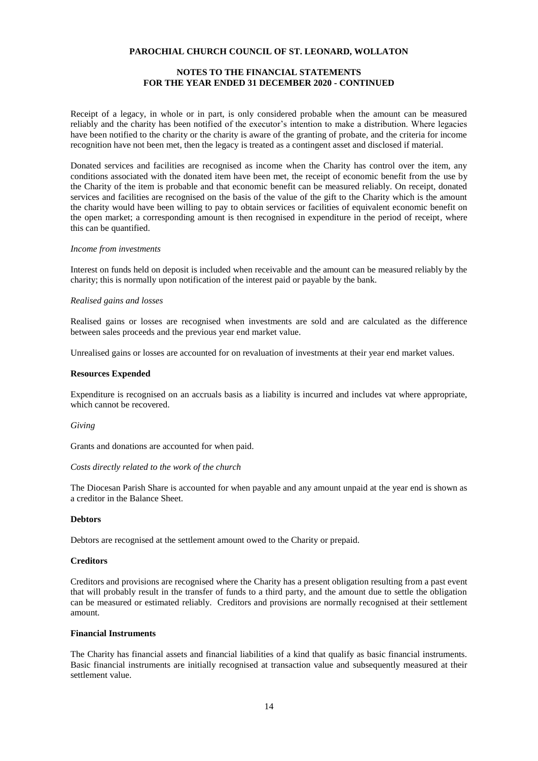Receipt of a legacy, in whole or in part, is only considered probable when the amount can be measured reliably and the charity has been notified of the executor's intention to make a distribution. Where legacies have been notified to the charity or the charity is aware of the granting of probate, and the criteria for income recognition have not been met, then the legacy is treated as a contingent asset and disclosed if material.

Donated services and facilities are recognised as income when the Charity has control over the item, any conditions associated with the donated item have been met, the receipt of economic benefit from the use by the Charity of the item is probable and that economic benefit can be measured reliably. On receipt, donated services and facilities are recognised on the basis of the value of the gift to the Charity which is the amount the charity would have been willing to pay to obtain services or facilities of equivalent economic benefit on the open market; a corresponding amount is then recognised in expenditure in the period of receipt, where this can be quantified.

*Income from investments*

Interest on funds held on deposit is included when receivable and the amount can be measured reliably by the charity; this is normally upon notification of the interest paid or payable by the bank.

*Realised gains and losses*

Realised gains or losses are recognised when investments are sold and are calculated as the difference between sales proceeds and the previous year end market value.

Unrealised gains or losses are accounted for on revaluation of investments at their year end market values.

**Resources Expended**

Expenditure is recognised on an accruals basis as a liability is incurred and includes vat where appropriate, which cannot be recovered.

*Giving*

Grants and donations are accounted for when paid.

*Costs directly related to the work of the church*

The Diocesan Parish Share is accounted for when payable and any amount unpaid at the year end is shown as a creditor in the Balance Sheet.

**Debtors**

Debtors are recognised at the settlement amount owed to the Charity or prepaid.

**Creditors**

Creditors and provisions are recognised where the Charity has a present obligation resulting from a past event that will probably result in the transfer of funds to a third party, and the amount due to settle the obligation can be measured or estimated reliably. Creditors and provisions are normally recognised at their settlement amount.

**Financial Instruments**

The Charity has financial assets and financial liabilities of a kind that qualify as basic financial instruments. Basic financial instruments are initially recognised at transaction value and subsequently measured at their settlement value.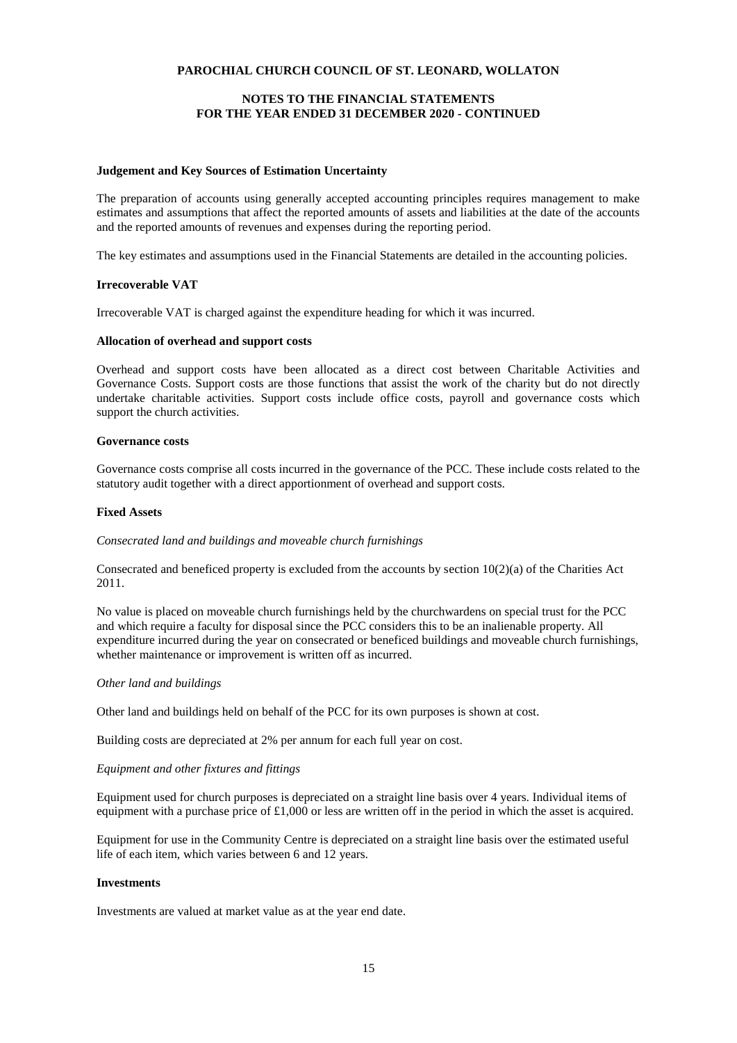**Judgement and Key Sources of Estimation Uncertainty**

The preparation of accounts using generally accepted accounting principles requires management to make estimates and assumptions that affect the reported amounts of assets and liabilities at the date of the accounts and the reported amounts of revenues and expenses during the reporting period.

The key estimates and assumptions used in the Financial Statements are detailed in the accounting policies.

**Irrecoverable VAT**

Irrecoverable VAT is charged against the expenditure heading for which it was incurred.

**Allocation of overhead and support costs**

Overhead and support costs have been allocated as a direct cost between Charitable Activities and Governance Costs. Support costs are those functions that assist the work of the charity but do not directly undertake charitable activities. Support costs include office costs, payroll and governance costs which support the church activities.

**Governance costs**

Governance costs comprise all costs incurred in the governance of the PCC. These include costs related to the statutory audit together with a direct apportionment of overhead and support costs.

**Fixed Assets**

*Consecrated land and buildings and moveable church furnishings*

Consecrated and beneficed property is excluded from the accounts by section 10(2)(a) of the Charities Act 2011.

No value is placed on moveable church furnishings held by the churchwardens on special trust for the PCC and which require a faculty for disposal since the PCC considers this to be an inalienable property. All expenditure incurred during the year on consecrated or beneficed buildings and moveable church furnishings, whether maintenance or improvement is written off as incurred.

*Other land and buildings*

Other land and buildings held on behalf of the PCC for its own purposes is shown at cost.

Building costs are depreciated at 2% per annum for each full year on cost.

*Equipment and other fixtures and fittings*

Equipment used for church purposes is depreciated on a straight line basis over 4 years. Individual items of equipment with a purchase price of £1,000 or less are written off in the period in which the asset is acquired.

Equipment for use in the Community Centre is depreciated on a straight line basis over the estimated useful life of each item, which varies between 6 and 12 years.

**Investments**

Investments are valued at market value as at the year end date.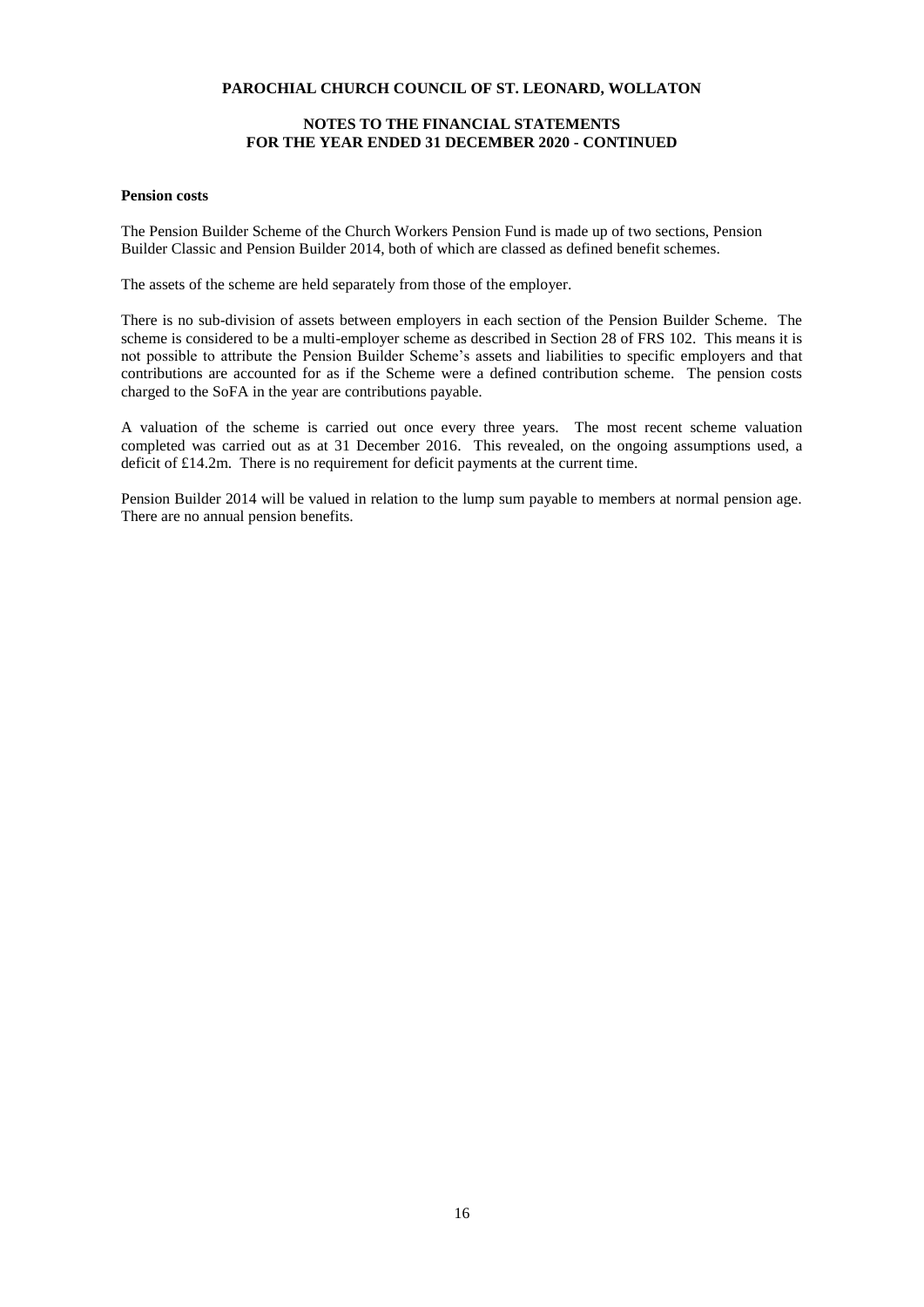**PAROCHIAL CHURCH COUNCIL OF ST. LEONARD, WOLLATON**

**NOTES TO THE FINANCIAL STATEMENTS FOR THE YEAR ENDED 31 DECEMBER 2020 - CONTINUED**

**Pension costs**

The Pension Builder Scheme of the Church Workers Pension Fund is made up of two sections, Pension Builder Classic and Pension Builder 2014, both of which are classed as defined benefit schemes.

The assets of the scheme are held separately from those of the employer.

There is no sub-division of assets between employers in each section of the Pension Builder Scheme. The scheme is considered to be a multi-employer scheme as described in Section 28 of FRS 102. This means it is not possible to attribute the Pension Builder Scheme's assets and liabilities to specific employers and that contributions are accounted for as if the Scheme were a defined contribution scheme. The pension costs charged to the SoFA in the year are contributions payable.

A valuation of the scheme is carried out once every three years. The most recent scheme valuation completed was carried out as at 31 December 2016. This revealed, on the ongoing assumptions used, a deficit of £14.2m. There is no requirement for deficit payments at the current time.

Pension Builder 2014 will be valued in relation to the lump sum payable to members at normal pension age. There are no annual pension benefits.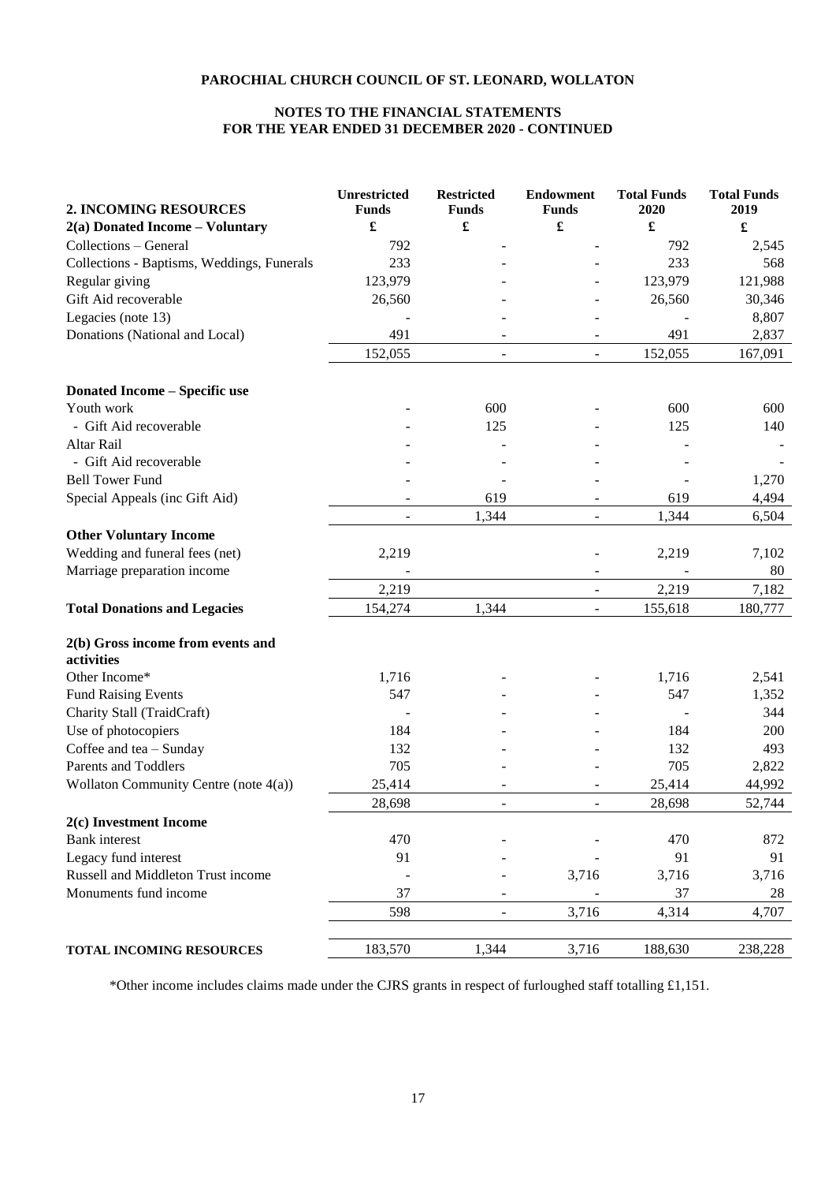**PAROCHIAL CHURCH COUNCIL OF ST. LEONARD, WOLLATON**

**NOTES TO THE FINANCIAL STATEMENTS**
**FOR THE YEAR ENDED 31 DECEMBER 2020 - CONTINUED**

| **2. INCOMING RESOURCES** | **Unrestricted Funds** | **Restricted Funds** | **Endowment Funds** | **Total Funds 2020** | **Total Funds 2019** |
|---|---|---|---|---|---|
| **2(a) Donated Income – Voluntary** | **£** | **£** | **£** | **£** | **£** |
| Collections – General | 792 | - | - | 792 | 2,545 |
| Collections - Baptisms, Weddings, Funerals | 233 | - | - | 233 | 568 |
| Regular giving | 123,979 | - | - | 123,979 | 121,988 |
| Gift Aid recoverable | 26,560 | - | - | 26,560 | 30,346 |
| Legacies (note 13) | - | - | - | - | 8,807 |
| Donations (National and Local) | 491 | - | - | 491 | 2,837 |
| | 152,055 | - | - | 152,055 | 167,091 |
| **Donated Income – Specific use** | | | | | |
| Youth work | - | 600 | - | 600 | 600 |
| - Gift Aid recoverable | - | 125 | - | 125 | 140 |
| Altar Rail | - | - | - | - | - |
| - Gift Aid recoverable | - | - | - | - | - |
| Bell Tower Fund | - | - | - | - | 1,270 |
| Special Appeals (inc Gift Aid) | - | 619 | - | 619 | 4,494 |
| | - | 1,344 | - | 1,344 | 6,504 |
| **Other Voluntary Income** | | | | | |
| Wedding and funeral fees (net) | 2,219 | | - | 2,219 | 7,102 |
| Marriage preparation income | - | | - | - | 80 |
| | 2,219 | | - | 2,219 | 7,182 |
| **Total Donations and Legacies** | 154,274 | 1,344 | - | 155,618 | 180,777 |
| **2(b) Gross income from events and activities** | | | | | |
| Other Income* | 1,716 | - | - | 1,716 | 2,541 |
| Fund Raising Events | 547 | - | - | 547 | 1,352 |
| Charity Stall (TraidCraft) | - | - | - | - | 344 |
| Use of photocopiers | 184 | - | - | 184 | 200 |
| Coffee and tea – Sunday | 132 | - | - | 132 | 493 |
| Parents and Toddlers | 705 | - | - | 705 | 2,822 |
| Wollaton Community Centre (note 4(a)) | 25,414 | - | - | 25,414 | 44,992 |
| | 28,698 | - | - | 28,698 | 52,744 |
| **2(c) Investment Income** | | | | | |
| Bank interest | 470 | - | - | 470 | 872 |
| Legacy fund interest | 91 | - | - | 91 | 91 |
| Russell and Middleton Trust income | - | - | 3,716 | 3,716 | 3,716 |
| Monuments fund income | 37 | - | - | 37 | 28 |
| | 598 | - | 3,716 | 4,314 | 4,707 |
| **TOTAL INCOMING RESOURCES** | 183,570 | 1,344 | 3,716 | 188,630 | 238,228 |

*Other income includes claims made under the CJRS grants in respect of furloughed staff totalling £1,151.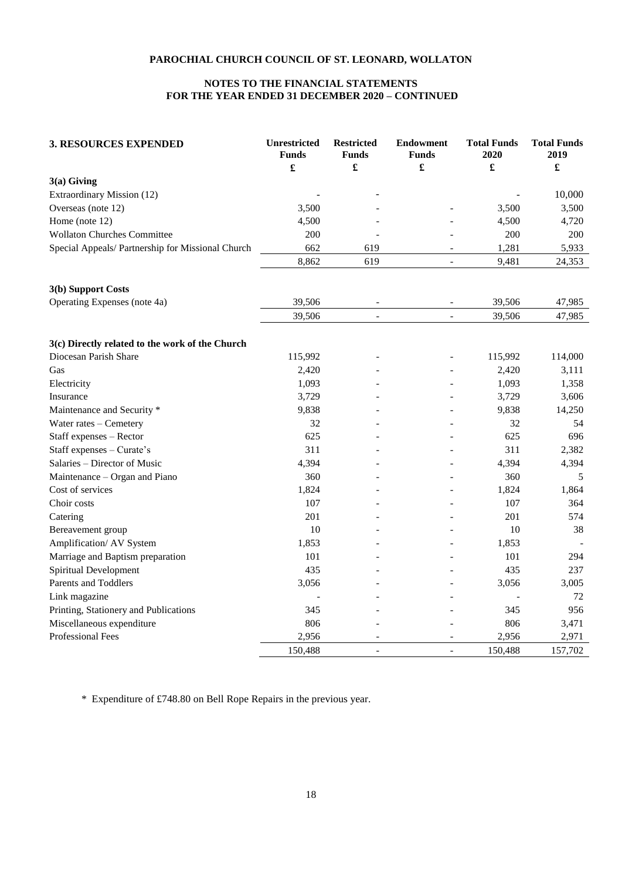**PAROCHIAL CHURCH COUNCIL OF ST. LEONARD, WOLLATON**

**NOTES TO THE FINANCIAL STATEMENTS**
**FOR THE YEAR ENDED 31 DECEMBER 2020 – CONTINUED**

| **3. RESOURCES EXPENDED** | **Unrestricted Funds** | **Restricted Funds** | **Endowment Funds** | **Total Funds 2020** | **Total Funds 2019** |
|---|---|---|---|---|---|
| | **£** | **£** | **£** | **£** | **£** |
| **3(a) Giving** | | | | | |
| Extraordinary Mission (12) | - | - | | - | 10,000 |
| Overseas (note 12) | 3,500 | - | - | 3,500 | 3,500 |
| Home (note 12) | 4,500 | - | - | 4,500 | 4,720 |
| Wollaton Churches Committee | 200 | - | - | 200 | 200 |
| Special Appeals/ Partnership for Missional Church | 662 | 619 | - | 1,281 | 5,933 |
| | 8,862 | 619 | - | 9,481 | 24,353 |
| **3(b) Support Costs** | | | | | |
| Operating Expenses (note 4a) | 39,506 | - | - | 39,506 | 47,985 |
| | 39,506 | - | - | 39,506 | 47,985 |
| **3(c) Directly related to the work of the Church** | | | | | |
| Diocesan Parish Share | 115,992 | - | - | 115,992 | 114,000 |
| Gas | 2,420 | - | - | 2,420 | 3,111 |
| Electricity | 1,093 | - | - | 1,093 | 1,358 |
| Insurance | 3,729 | - | - | 3,729 | 3,606 |
| Maintenance and Security * | 9,838 | - | - | 9,838 | 14,250 |
| Water rates – Cemetery | 32 | - | - | 32 | 54 |
| Staff expenses – Rector | 625 | - | - | 625 | 696 |
| Staff expenses – Curate's | 311 | - | - | 311 | 2,382 |
| Salaries – Director of Music | 4,394 | - | - | 4,394 | 4,394 |
| Maintenance – Organ and Piano | 360 | - | - | 360 | 5 |
| Cost of services | 1,824 | - | - | 1,824 | 1,864 |
| Choir costs | 107 | - | - | 107 | 364 |
| Catering | 201 | - | - | 201 | 574 |
| Bereavement group | 10 | - | - | 10 | 38 |
| Amplification/ AV System | 1,853 | - | - | 1,853 | - |
| Marriage and Baptism preparation | 101 | - | - | 101 | 294 |
| Spiritual Development | 435 | - | - | 435 | 237 |
| Parents and Toddlers | 3,056 | - | - | 3,056 | 3,005 |
| Link magazine | - | - | - | - | 72 |
| Printing, Stationery and Publications | 345 | - | - | 345 | 956 |
| Miscellaneous expenditure | 806 | - | - | 806 | 3,471 |
| Professional Fees | 2,956 | - | - | 2,956 | 2,971 |
| | 150,488 | - | - | 150,488 | 157,702 |

\* Expenditure of £748.80 on Bell Rope Repairs in the previous year.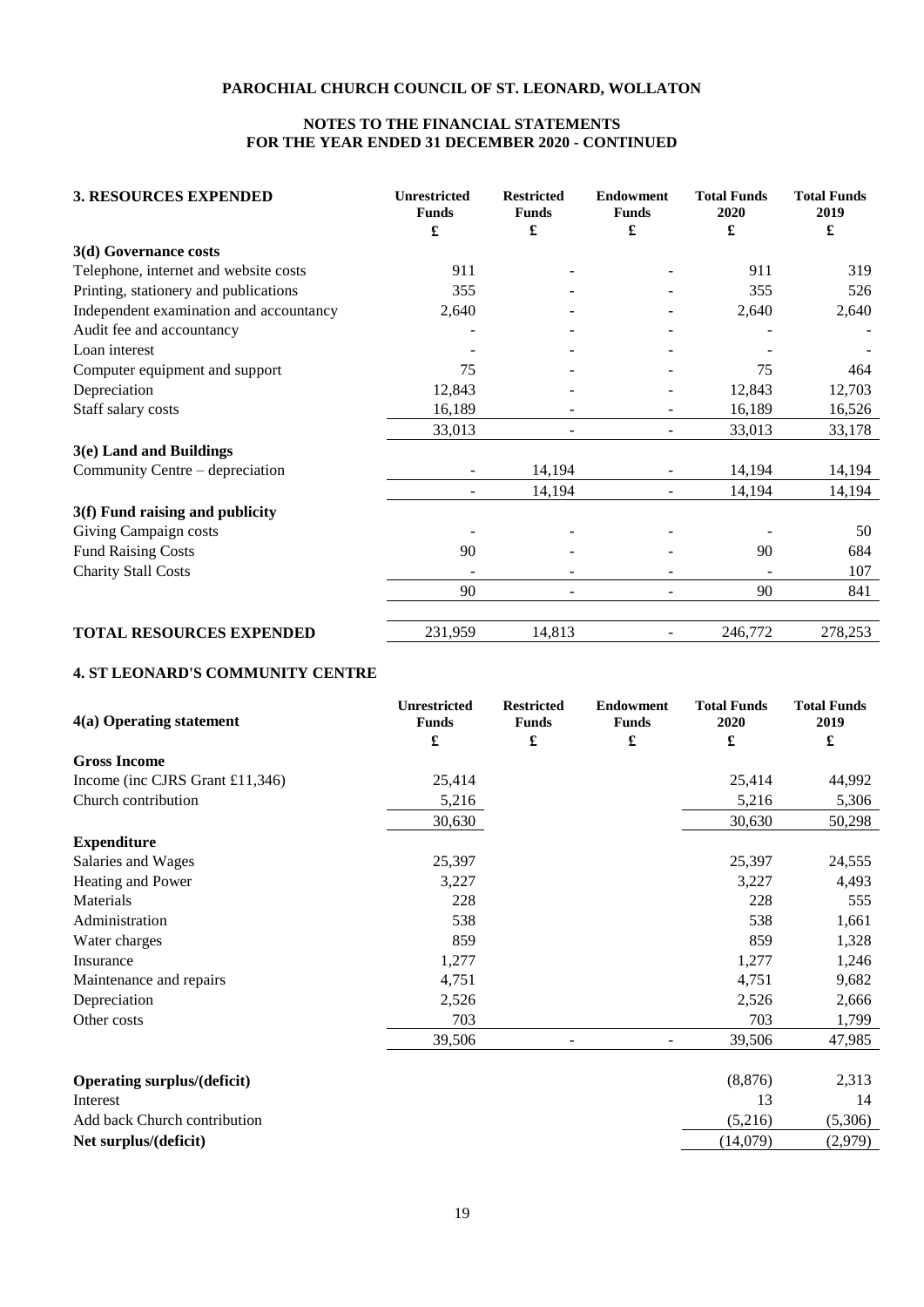# PAROCHIAL CHURCH COUNCIL OF ST. LEONARD, WOLLATON

## NOTES TO THE FINANCIAL STATEMENTS FOR THE YEAR ENDED 31 DECEMBER 2020 - CONTINUED

| 3. RESOURCES EXPENDED | Unrestricted Funds £ | Restricted Funds £ | Endowment Funds £ | Total Funds 2020 £ | Total Funds 2019 £ |
|---|---|---|---|---|---|
| **3(d) Governance costs** | | | | | |
| Telephone, internet and website costs | 911 | - | - | 911 | 319 |
| Printing, stationery and publications | 355 | - | - | 355 | 526 |
| Independent examination and accountancy | 2,640 | - | - | 2,640 | 2,640 |
| Audit fee and accountancy | - | - | - | - | - |
| Loan interest | - | - | - | - | - |
| Computer equipment and support | 75 | - | - | 75 | 464 |
| Depreciation | 12,843 | - | - | 12,843 | 12,703 |
| Staff salary costs | 16,189 | - | - | 16,189 | 16,526 |
| | 33,013 | - | - | 33,013 | 33,178 |
| **3(e) Land and Buildings** | | | | | |
| Community Centre – depreciation | - | 14,194 | - | 14,194 | 14,194 |
| | - | 14,194 | - | 14,194 | 14,194 |
| **3(f) Fund raising and publicity** | | | | | |
| Giving Campaign costs | - | - | - | - | 50 |
| Fund Raising Costs | 90 | - | - | 90 | 684 |
| Charity Stall Costs | - | - | - | - | 107 |
| | 90 | - | - | 90 | 841 |
| **TOTAL RESOURCES EXPENDED** | 231,959 | 14,813 | - | 246,772 | 278,253 |

## 4. ST LEONARD'S COMMUNITY CENTRE

| 4(a) Operating statement | Unrestricted Funds £ | Restricted Funds £ | Endowment Funds £ | Total Funds 2020 £ | Total Funds 2019 £ |
|---|---|---|---|---|---|
| **Gross Income** | | | | | |
| Income (inc CJRS Grant £11,346) | 25,414 | | | 25,414 | 44,992 |
| Church contribution | 5,216 | | | 5,216 | 5,306 |
| | 30,630 | | | 30,630 | 50,298 |
| **Expenditure** | | | | | |
| Salaries and Wages | 25,397 | | | 25,397 | 24,555 |
| Heating and Power | 3,227 | | | 3,227 | 4,493 |
| Materials | 228 | | | 228 | 555 |
| Administration | 538 | | | 538 | 1,661 |
| Water charges | 859 | | | 859 | 1,328 |
| Insurance | 1,277 | | | 1,277 | 1,246 |
| Maintenance and repairs | 4,751 | | | 4,751 | 9,682 |
| Depreciation | 2,526 | | | 2,526 | 2,666 |
| Other costs | 703 | | | 703 | 1,799 |
| | 39,506 | - | - | 39,506 | 47,985 |
| **Operating surplus/(deficit)** | | | | (8,876) | 2,313 |
| Interest | | | | 13 | 14 |
| Add back Church contribution | | | | (5,216) | (5,306) |
| **Net surplus/(deficit)** | | | | (14,079) | (2,979) |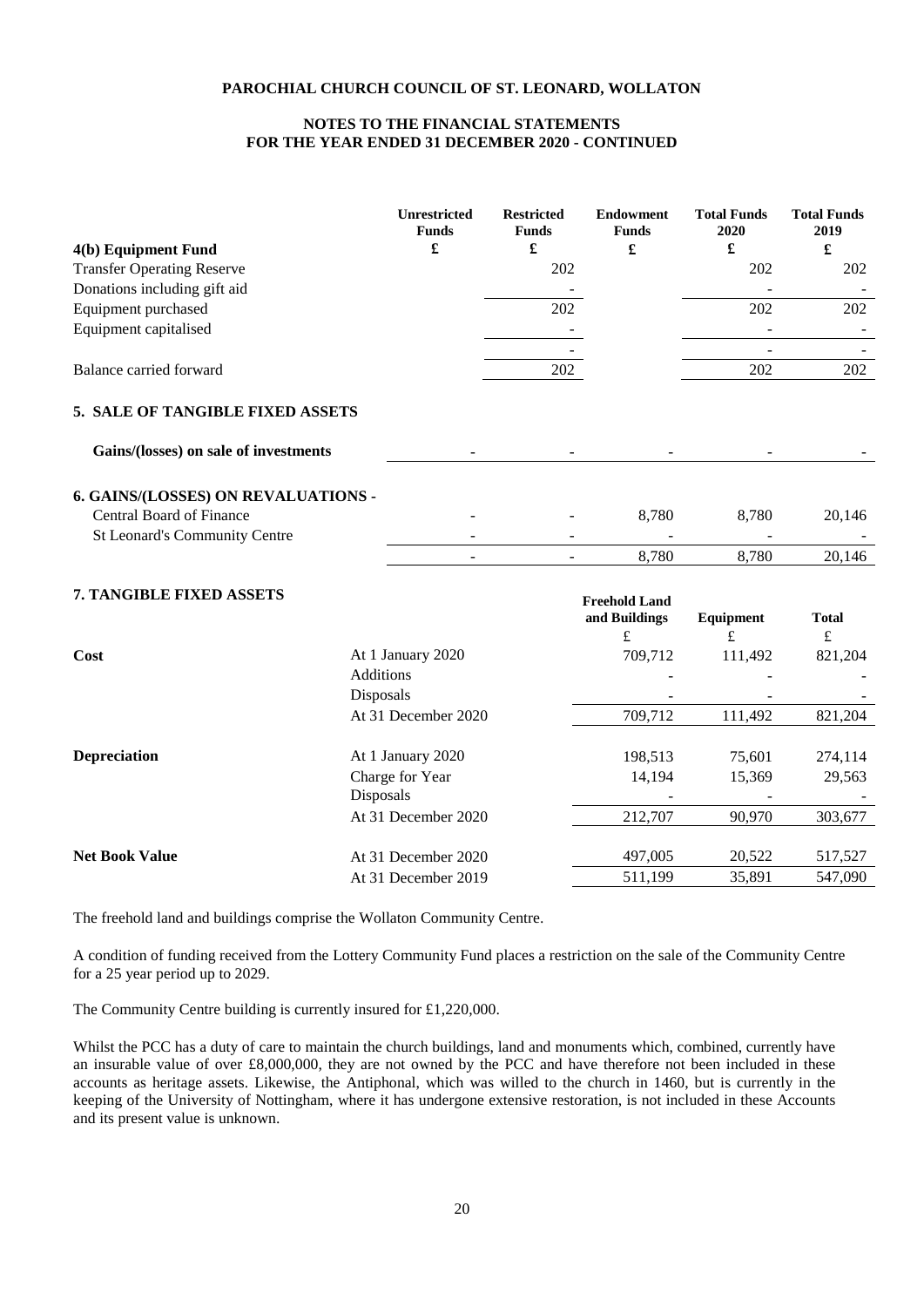**PAROCHIAL CHURCH COUNCIL OF ST. LEONARD, WOLLATON**

**NOTES TO THE FINANCIAL STATEMENTS**
**FOR THE YEAR ENDED 31 DECEMBER 2020 - CONTINUED**

| **4(b) Equipment Fund** | **Unrestricted Funds £** | **Restricted Funds £** | **Endowment Funds £** | **Total Funds 2020 £** | **Total Funds 2019 £** |
|---|---|---|---|---|---|
| Transfer Operating Reserve | | 202 | | 202 | 202 |
| Donations including gift aid | | - | | - | - |
| Equipment purchased | | 202 | | 202 | 202 |
| Equipment capitalised | | - | | - | - |
| | | - | | - | - |
| Balance carried forward | | 202 | | 202 | 202 |

## 5. SALE OF TANGIBLE FIXED ASSETS

| | | | | | |
|---|---|---|---|---|---|
| **Gains/(losses) on sale of investments** | - | - | - | - | - |

## 6. GAINS/(LOSSES) ON REVALUATIONS -

| | | | | | |
|---|---|---|---|---|---|
| Central Board of Finance | - | - | 8,780 | 8,780 | 20,146 |
| St Leonard's Community Centre | - | - | - | - | - |
| | - | - | 8,780 | 8,780 | 20,146 |

## 7. TANGIBLE FIXED ASSETS

| | | Freehold Land and Buildings £ | Equipment £ | Total £ |
|---|---|---|---|---|
| **Cost** | At 1 January 2020 | 709,712 | 111,492 | 821,204 |
| | Additions | - | - | - |
| | Disposals | - | - | - |
| | At 31 December 2020 | 709,712 | 111,492 | 821,204 |
| **Depreciation** | At 1 January 2020 | 198,513 | 75,601 | 274,114 |
| | Charge for Year | 14,194 | 15,369 | 29,563 |
| | Disposals | - | - | - |
| | At 31 December 2020 | 212,707 | 90,970 | 303,677 |
| **Net Book Value** | At 31 December 2020 | 497,005 | 20,522 | 517,527 |
| | At 31 December 2019 | 511,199 | 35,891 | 547,090 |

The freehold land and buildings comprise the Wollaton Community Centre.

A condition of funding received from the Lottery Community Fund places a restriction on the sale of the Community Centre for a 25 year period up to 2029.

The Community Centre building is currently insured for £1,220,000.

Whilst the PCC has a duty of care to maintain the church buildings, land and monuments which, combined, currently have an insurable value of over £8,000,000, they are not owned by the PCC and have therefore not been included in these accounts as heritage assets. Likewise, the Antiphonal, which was willed to the church in 1460, but is currently in the keeping of the University of Nottingham, where it has undergone extensive restoration, is not included in these Accounts and its present value is unknown.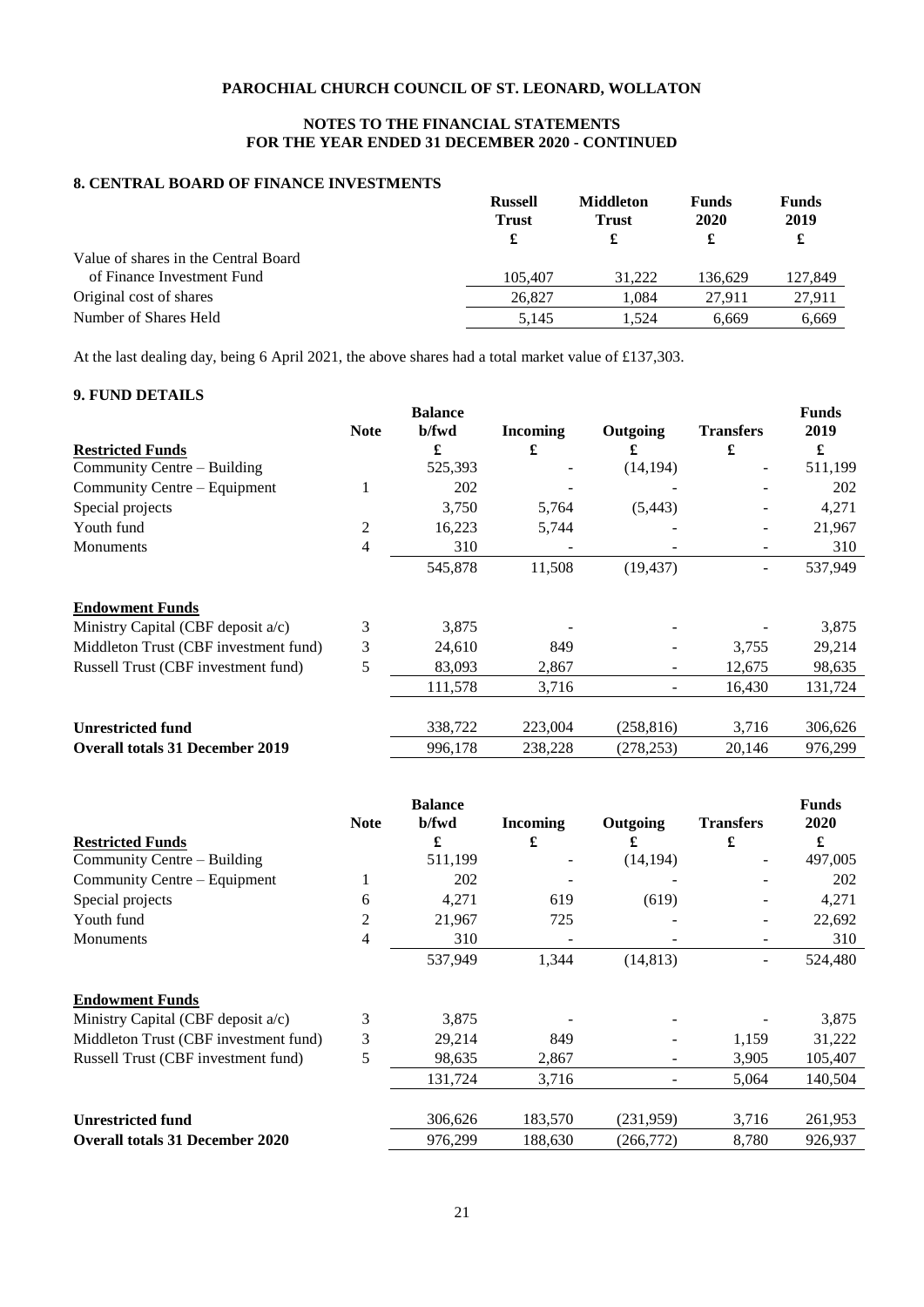**PAROCHIAL CHURCH COUNCIL OF ST. LEONARD, WOLLATON**

**NOTES TO THE FINANCIAL STATEMENTS**
**FOR THE YEAR ENDED 31 DECEMBER 2020 - CONTINUED**

## 8. CENTRAL BOARD OF FINANCE INVESTMENTS

| | Russell Trust | Middleton Trust | Funds 2020 | Funds 2019 |
|---|---|---|---|---|
| | £ | £ | £ | £ |
| Value of shares in the Central Board of Finance Investment Fund | 105,407 | 31,222 | 136,629 | 127,849 |
| Original cost of shares | 26,827 | 1,084 | 27,911 | 27,911 |
| Number of Shares Held | 5,145 | 1,524 | 6,669 | 6,669 |

At the last dealing day, being 6 April 2021, the above shares had a total market value of £137,303.

## 9. FUND DETAILS

| | Note | Balance b/fwd | Incoming | Outgoing | Transfers | Funds 2019 |
|---|---|---|---|---|---|---|
| **Restricted Funds** | | £ | £ | £ | £ | £ |
| Community Centre – Building | | 525,393 | - | (14,194) | - | 511,199 |
| Community Centre – Equipment | 1 | 202 | - | - | - | 202 |
| Special projects | | 3,750 | 5,764 | (5,443) | - | 4,271 |
| Youth fund | 2 | 16,223 | 5,744 | - | - | 21,967 |
| Monuments | 4 | 310 | - | - | - | 310 |
| | | 545,878 | 11,508 | (19,437) | - | 537,949 |
| **Endowment Funds** | | | | | | |
| Ministry Capital (CBF deposit a/c) | 3 | 3,875 | - | - | - | 3,875 |
| Middleton Trust (CBF investment fund) | 3 | 24,610 | 849 | - | 3,755 | 29,214 |
| Russell Trust (CBF investment fund) | 5 | 83,093 | 2,867 | - | 12,675 | 98,635 |
| | | 111,578 | 3,716 | - | 16,430 | 131,724 |
| **Unrestricted fund** | | 338,722 | 223,004 | (258,816) | 3,716 | 306,626 |
| **Overall totals 31 December 2019** | | 996,178 | 238,228 | (278,253) | 20,146 | 976,299 |

| | Note | Balance b/fwd | Incoming | Outgoing | Transfers | Funds 2020 |
|---|---|---|---|---|---|---|
| **Restricted Funds** | | £ | £ | £ | £ | £ |
| Community Centre – Building | | 511,199 | - | (14,194) | - | 497,005 |
| Community Centre – Equipment | 1 | 202 | - | - | - | 202 |
| Special projects | 6 | 4,271 | 619 | (619) | - | 4,271 |
| Youth fund | 2 | 21,967 | 725 | - | - | 22,692 |
| Monuments | 4 | 310 | - | - | - | 310 |
| | | 537,949 | 1,344 | (14,813) | - | 524,480 |
| **Endowment Funds** | | | | | | |
| Ministry Capital (CBF deposit a/c) | 3 | 3,875 | - | - | - | 3,875 |
| Middleton Trust (CBF investment fund) | 3 | 29,214 | 849 | - | 1,159 | 31,222 |
| Russell Trust (CBF investment fund) | 5 | 98,635 | 2,867 | - | 3,905 | 105,407 |
| | | 131,724 | 3,716 | - | 5,064 | 140,504 |
| **Unrestricted fund** | | 306,626 | 183,570 | (231,959) | 3,716 | 261,953 |
| **Overall totals 31 December 2020** | | 976,299 | 188,630 | (266,772) | 8,780 | 926,937 |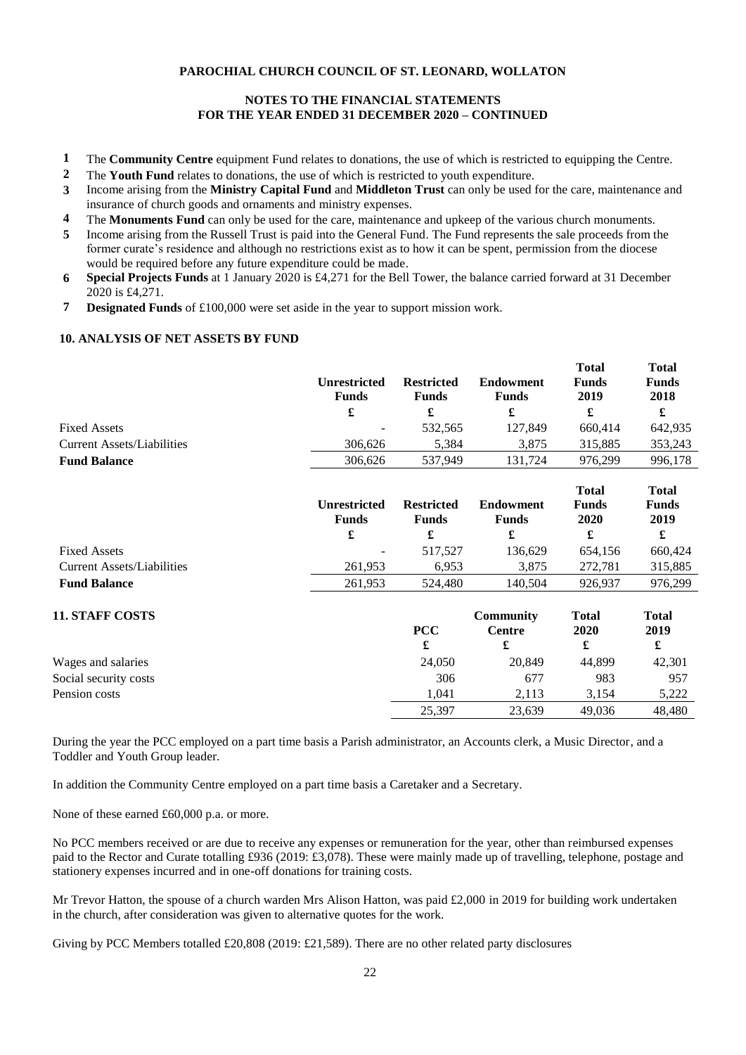**PAROCHIAL CHURCH COUNCIL OF ST. LEONARD, WOLLATON**

**NOTES TO THE FINANCIAL STATEMENTS**
**FOR THE YEAR ENDED 31 DECEMBER 2020 – CONTINUED**

1. The **Community Centre** equipment Fund relates to donations, the use of which is restricted to equipping the Centre.
2. The **Youth Fund** relates to donations, the use of which is restricted to youth expenditure.
3. Income arising from the **Ministry Capital Fund** and **Middleton Trust** can only be used for the care, maintenance and insurance of church goods and ornaments and ministry expenses.
4. The **Monuments Fund** can only be used for the care, maintenance and upkeep of the various church monuments.
5. Income arising from the Russell Trust is paid into the General Fund. The Fund represents the sale proceeds from the former curate's residence and although no restrictions exist as to how it can be spent, permission from the diocese would be required before any future expenditure could be made.
6. **Special Projects Funds** at 1 January 2020 is £4,271 for the Bell Tower, the balance carried forward at 31 December 2020 is £4,271.
7. **Designated Funds** of £100,000 were set aside in the year to support mission work.

## 10. ANALYSIS OF NET ASSETS BY FUND

| | Unrestricted Funds | Restricted Funds | Endowment Funds | Total Funds 2019 | Total Funds 2018 |
|---|---|---|---|---|---|
| | £ | £ | £ | £ | £ |
| Fixed Assets | - | 532,565 | 127,849 | 660,414 | 642,935 |
| Current Assets/Liabilities | 306,626 | 5,384 | 3,875 | 315,885 | 353,243 |
| **Fund Balance** | 306,626 | 537,949 | 131,724 | 976,299 | 996,178 |

| | Unrestricted Funds | Restricted Funds | Endowment Funds | Total Funds 2020 | Total Funds 2019 |
|---|---|---|---|---|---|
| | £ | £ | £ | £ | £ |
| Fixed Assets | - | 517,527 | 136,629 | 654,156 | 660,424 |
| Current Assets/Liabilities | 261,953 | 6,953 | 3,875 | 272,781 | 315,885 |
| **Fund Balance** | 261,953 | 524,480 | 140,504 | 926,937 | 976,299 |

## 11. STAFF COSTS

| | PCC | Community Centre | Total 2020 | Total 2019 |
|---|---|---|---|---|
| | £ | £ | £ | £ |
| Wages and salaries | 24,050 | 20,849 | 44,899 | 42,301 |
| Social security costs | 306 | 677 | 983 | 957 |
| Pension costs | 1,041 | 2,113 | 3,154 | 5,222 |
| | 25,397 | 23,639 | 49,036 | 48,480 |

During the year the PCC employed on a part time basis a Parish administrator, an Accounts clerk, a Music Director, and a Toddler and Youth Group leader.

In addition the Community Centre employed on a part time basis a Caretaker and a Secretary.

None of these earned £60,000 p.a. or more.

No PCC members received or are due to receive any expenses or remuneration for the year, other than reimbursed expenses paid to the Rector and Curate totalling £936 (2019: £3,078). These were mainly made up of travelling, telephone, postage and stationery expenses incurred and in one-off donations for training costs.

Mr Trevor Hatton, the spouse of a church warden Mrs Alison Hatton, was paid £2,000 in 2019 for building work undertaken in the church, after consideration was given to alternative quotes for the work.

Giving by PCC Members totalled £20,808 (2019: £21,589). There are no other related party disclosures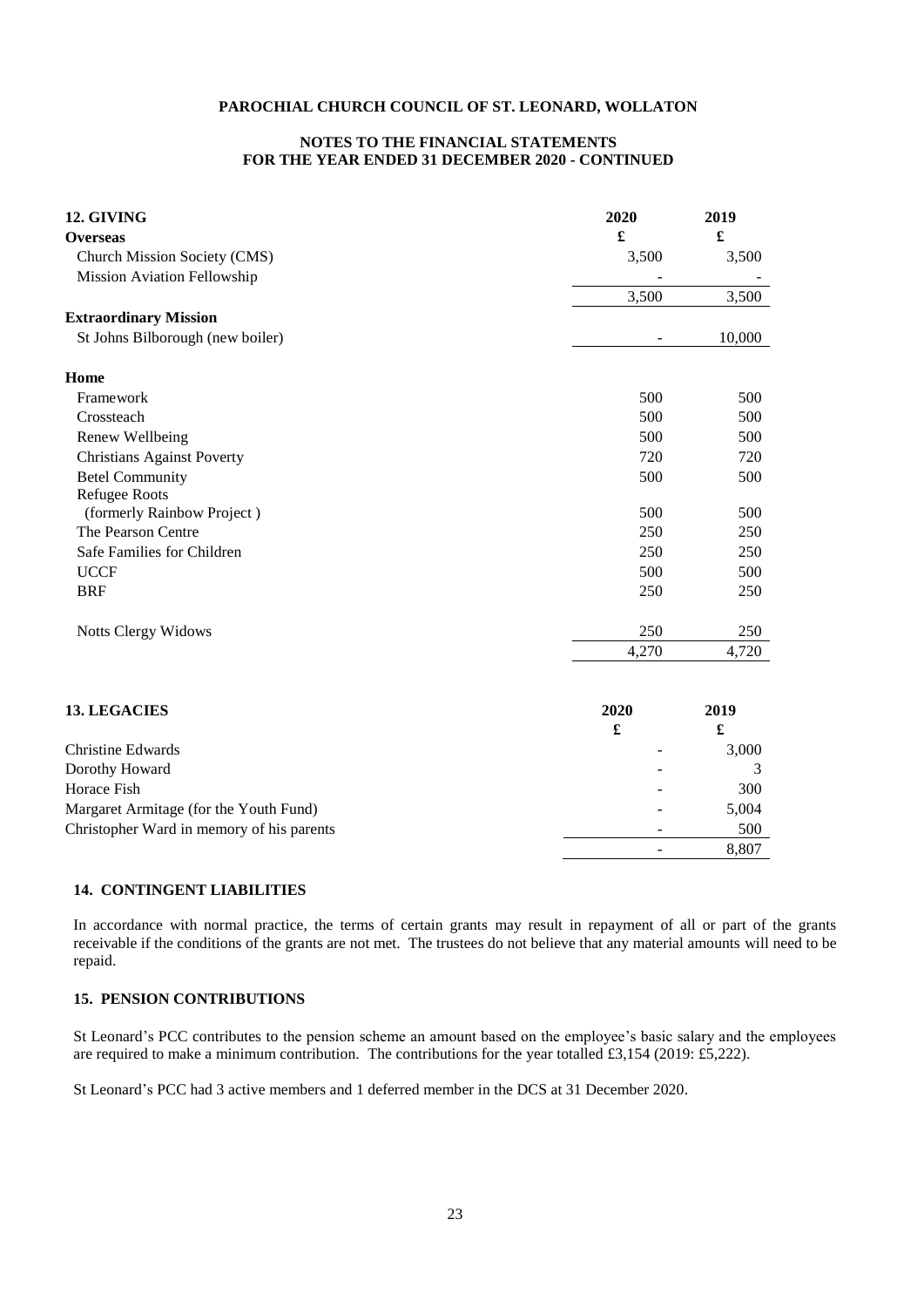**PAROCHIAL CHURCH COUNCIL OF ST. LEONARD, WOLLATON**

**NOTES TO THE FINANCIAL STATEMENTS FOR THE YEAR ENDED 31 DECEMBER 2020 - CONTINUED**

| **12. GIVING** | **2020** | **2019** |
|---|---|---|
| **Overseas** | **£** | **£** |
| Church Mission Society (CMS) | 3,500 | 3,500 |
| Mission Aviation Fellowship | - | - |
| | 3,500 | 3,500 |
| **Extraordinary Mission** | | |
| St Johns Bilborough (new boiler) | - | 10,000 |
| **Home** | | |
| Framework | 500 | 500 |
| Crossteach | 500 | 500 |
| Renew Wellbeing | 500 | 500 |
| Christians Against Poverty | 720 | 720 |
| Betel Community | 500 | 500 |
| Refugee Roots (formerly Rainbow Project ) | 500 | 500 |
| The Pearson Centre | 250 | 250 |
| Safe Families for Children | 250 | 250 |
| UCCF | 500 | 500 |
| BRF | 250 | 250 |
| Notts Clergy Widows | 250 | 250 |
| | 4,270 | 4,720 |

| **13. LEGACIES** | **2020** | **2019** |
|---|---|---|
| | **£** | **£** |
| Christine Edwards | - | 3,000 |
| Dorothy Howard | - | 3 |
| Horace Fish | - | 300 |
| Margaret Armitage (for the Youth Fund) | - | 5,004 |
| Christopher Ward in memory of his parents | - | 500 |
| | - | 8,807 |

**14. CONTINGENT LIABILITIES**

In accordance with normal practice, the terms of certain grants may result in repayment of all or part of the grants receivable if the conditions of the grants are not met. The trustees do not believe that any material amounts will need to be repaid.

**15. PENSION CONTRIBUTIONS**

St Leonard's PCC contributes to the pension scheme an amount based on the employee's basic salary and the employees are required to make a minimum contribution. The contributions for the year totalled £3,154 (2019: £5,222).

St Leonard's PCC had 3 active members and 1 deferred member in the DCS at 31 December 2020.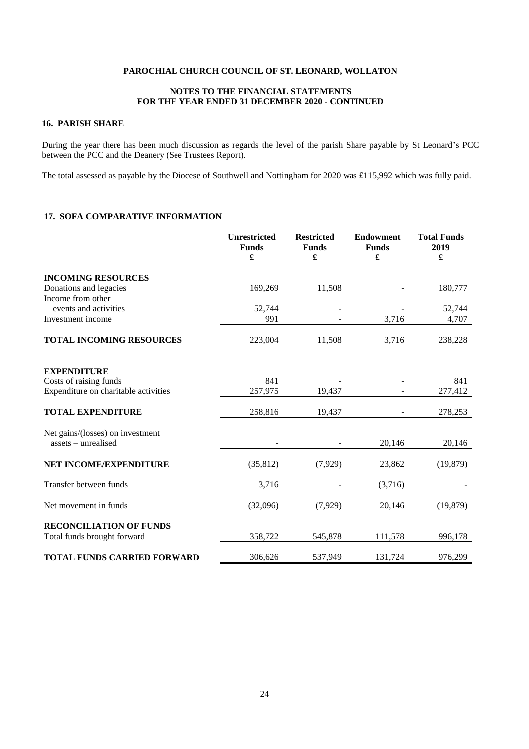**PAROCHIAL CHURCH COUNCIL OF ST. LEONARD, WOLLATON**

**NOTES TO THE FINANCIAL STATEMENTS**
**FOR THE YEAR ENDED 31 DECEMBER 2020 - CONTINUED**

## 16. PARISH SHARE

During the year there has been much discussion as regards the level of the parish Share payable by St Leonard's PCC between the PCC and the Deanery (See Trustees Report).

The total assessed as payable by the Diocese of Southwell and Nottingham for 2020 was £115,992 which was fully paid.

## 17. SOFA COMPARATIVE INFORMATION

| | Unrestricted Funds £ | Restricted Funds £ | Endowment Funds £ | Total Funds 2019 £ |
|---|---|---|---|---|
| **INCOMING RESOURCES** | | | | |
| Donations and legacies | 169,269 | 11,508 | - | 180,777 |
| Income from other events and activities | 52,744 | - | - | 52,744 |
| Investment income | 991 | - | 3,716 | 4,707 |
| **TOTAL INCOMING RESOURCES** | 223,004 | 11,508 | 3,716 | 238,228 |
| **EXPENDITURE** | | | | |
| Costs of raising funds | 841 | - | - | 841 |
| Expenditure on charitable activities | 257,975 | 19,437 | - | 277,412 |
| **TOTAL EXPENDITURE** | 258,816 | 19,437 | - | 278,253 |
| Net gains/(losses) on investment assets – unrealised | - | - | 20,146 | 20,146 |
| **NET INCOME/EXPENDITURE** | (35,812) | (7,929) | 23,862 | (19,879) |
| Transfer between funds | 3,716 | - | (3,716) | - |
| Net movement in funds | (32,096) | (7,929) | 20,146 | (19,879) |
| **RECONCILIATION OF FUNDS** | | | | |
| Total funds brought forward | 358,722 | 545,878 | 111,578 | 996,178 |
| **TOTAL FUNDS CARRIED FORWARD** | 306,626 | 537,949 | 131,724 | 976,299 |